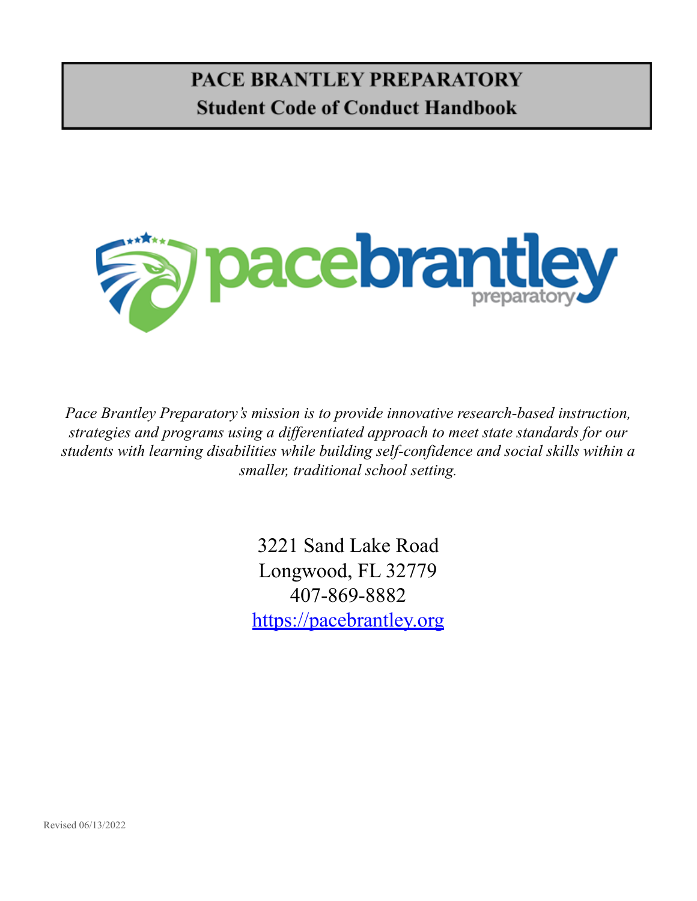# PACE BRANTLEY PREPARATORY
## Student Code of Conduct Handbook

*Pace Brantley Preparatory's mission is to provide innovative research-based instruction, strategies and programs using a differentiated approach to meet state standards for our students with learning disabilities while building self-confidence and social skills within a smaller, traditional school setting.*

3221 Sand Lake Road
Longwood, FL 32779
407-869-8882
[https://pacebrantley.org](https://pacebrantley.org)

Revised 06/13/2022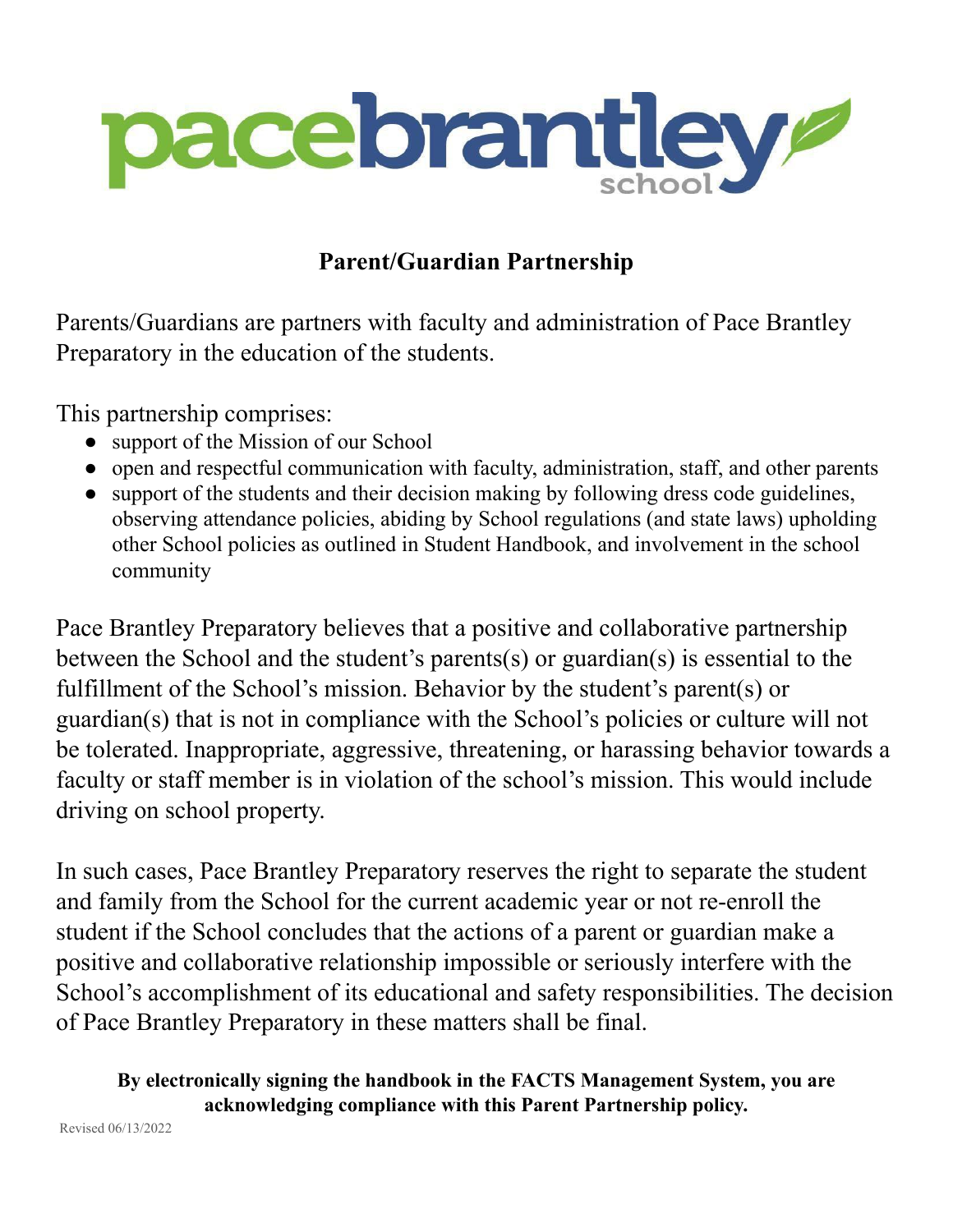# Parent/Guardian Partnership

Parents/Guardians are partners with faculty and administration of Pace Brantley Preparatory in the education of the students.

This partnership comprises:

- support of the Mission of our School
- open and respectful communication with faculty, administration, staff, and other parents
- support of the students and their decision making by following dress code guidelines, observing attendance policies, abiding by School regulations (and state laws) upholding other School policies as outlined in Student Handbook, and involvement in the school community

Pace Brantley Preparatory believes that a positive and collaborative partnership between the School and the student's parents(s) or guardian(s) is essential to the fulfillment of the School's mission. Behavior by the student's parent(s) or guardian(s) that is not in compliance with the School's policies or culture will not be tolerated. Inappropriate, aggressive, threatening, or harassing behavior towards a faculty or staff member is in violation of the school's mission. This would include driving on school property.

In such cases, Pace Brantley Preparatory reserves the right to separate the student and family from the School for the current academic year or not re-enroll the student if the School concludes that the actions of a parent or guardian make a positive and collaborative relationship impossible or seriously interfere with the School's accomplishment of its educational and safety responsibilities. The decision of Pace Brantley Preparatory in these matters shall be final.

**By electronically signing the handbook in the FACTS Management System, you are acknowledging compliance with this Parent Partnership policy.**

Revised 06/13/2022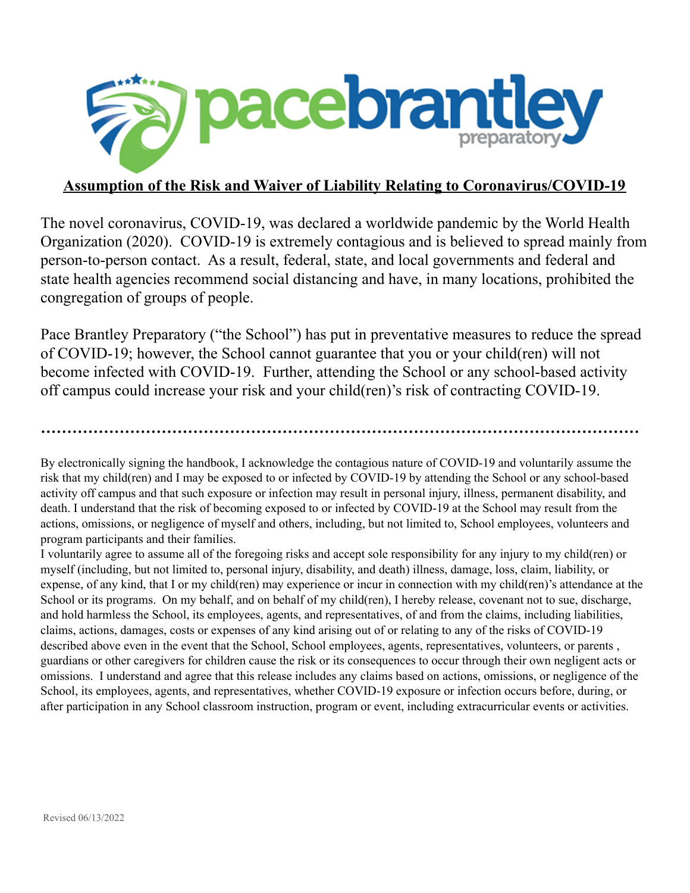# Assumption of the Risk and Waiver of Liability Relating to Coronavirus/COVID-19

The novel coronavirus, COVID-19, was declared a worldwide pandemic by the World Health Organization (2020). COVID-19 is extremely contagious and is believed to spread mainly from person-to-person contact. As a result, federal, state, and local governments and federal and state health agencies recommend social distancing and have, in many locations, prohibited the congregation of groups of people.

Pace Brantley Preparatory ("the School") has put in preventative measures to reduce the spread of COVID-19; however, the School cannot guarantee that you or your child(ren) will not become infected with COVID-19. Further, attending the School or any school-based activity off campus could increase your risk and your child(ren)'s risk of contracting COVID-19.

.....................................................................................................................

By electronically signing the handbook, I acknowledge the contagious nature of COVID-19 and voluntarily assume the risk that my child(ren) and I may be exposed to or infected by COVID-19 by attending the School or any school-based activity off campus and that such exposure or infection may result in personal injury, illness, permanent disability, and death. I understand that the risk of becoming exposed to or infected by COVID-19 at the School may result from the actions, omissions, or negligence of myself and others, including, but not limited to, School employees, volunteers and program participants and their families.

I voluntarily agree to assume all of the foregoing risks and accept sole responsibility for any injury to my child(ren) or myself (including, but not limited to, personal injury, disability, and death) illness, damage, loss, claim, liability, or expense, of any kind, that I or my child(ren) may experience or incur in connection with my child(ren)'s attendance at the School or its programs. On my behalf, and on behalf of my child(ren), I hereby release, covenant not to sue, discharge, and hold harmless the School, its employees, agents, and representatives, of and from the claims, including liabilities, claims, actions, damages, costs or expenses of any kind arising out of or relating to any of the risks of COVID-19 described above even in the event that the School, School employees, agents, representatives, volunteers, or parents , guardians or other caregivers for children cause the risk or its consequences to occur through their own negligent acts or omissions. I understand and agree that this release includes any claims based on actions, omissions, or negligence of the School, its employees, agents, and representatives, whether COVID-19 exposure or infection occurs before, during, or after participation in any School classroom instruction, program or event, including extracurricular events or activities.

Revised 06/13/2022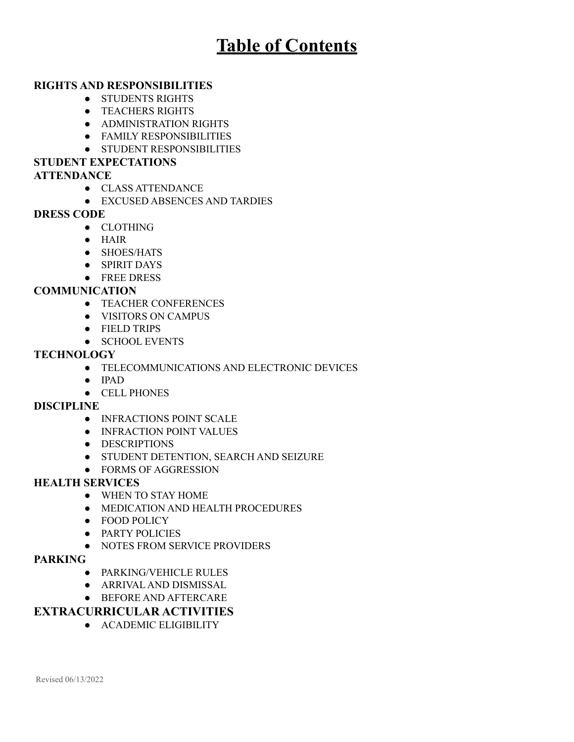# Table of Contents

**RIGHTS AND RESPONSIBILITIES**

- STUDENTS RIGHTS
- TEACHERS RIGHTS
- ADMINISTRATION RIGHTS
- FAMILY RESPONSIBILITIES
- STUDENT RESPONSIBILITIES

**STUDENT EXPECTATIONS**

**ATTENDANCE**

- CLASS ATTENDANCE
- EXCUSED ABSENCES AND TARDIES

**DRESS CODE**

- CLOTHING
- HAIR
- SHOES/HATS
- SPIRIT DAYS
- FREE DRESS

**COMMUNICATION**

- TEACHER CONFERENCES
- VISITORS ON CAMPUS
- FIELD TRIPS
- SCHOOL EVENTS

**TECHNOLOGY**

- TELECOMMUNICATIONS AND ELECTRONIC DEVICES
- IPAD
- CELL PHONES

**DISCIPLINE**

- INFRACTIONS POINT SCALE
- INFRACTION POINT VALUES
- DESCRIPTIONS
- STUDENT DETENTION, SEARCH AND SEIZURE
- FORMS OF AGGRESSION

**HEALTH SERVICES**

- WHEN TO STAY HOME
- MEDICATION AND HEALTH PROCEDURES
- FOOD POLICY
- PARTY POLICIES
- NOTES FROM SERVICE PROVIDERS

**PARKING**

- PARKING/VEHICLE RULES
- ARRIVAL AND DISMISSAL
- BEFORE AND AFTERCARE

**EXTRACURRICULAR ACTIVITIES**

- ACADEMIC ELIGIBILITY

Revised 06/13/2022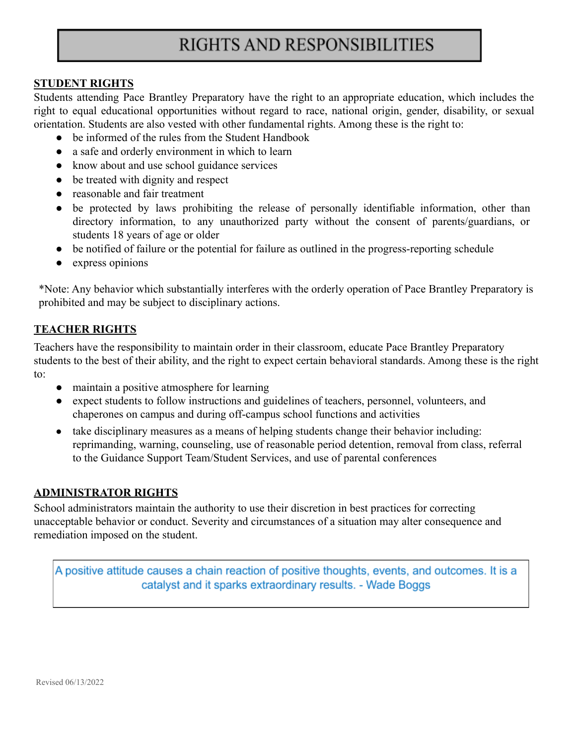# RIGHTS AND RESPONSIBILITIES

**STUDENT RIGHTS**

Students attending Pace Brantley Preparatory have the right to an appropriate education, which includes the right to equal educational opportunities without regard to race, national origin, gender, disability, or sexual orientation. Students are also vested with other fundamental rights. Among these is the right to:

- be informed of the rules from the Student Handbook
- a safe and orderly environment in which to learn
- know about and use school guidance services
- be treated with dignity and respect
- reasonable and fair treatment
- be protected by laws prohibiting the release of personally identifiable information, other than directory information, to any unauthorized party without the consent of parents/guardians, or students 18 years of age or older
- be notified of failure or the potential for failure as outlined in the progress-reporting schedule
- express opinions

*Note: Any behavior which substantially interferes with the orderly operation of Pace Brantley Preparatory is prohibited and may be subject to disciplinary actions.

**TEACHER RIGHTS**

Teachers have the responsibility to maintain order in their classroom, educate Pace Brantley Preparatory students to the best of their ability, and the right to expect certain behavioral standards. Among these is the right to:

- maintain a positive atmosphere for learning
- expect students to follow instructions and guidelines of teachers, personnel, volunteers, and chaperones on campus and during off-campus school functions and activities
- take disciplinary measures as a means of helping students change their behavior including: reprimanding, warning, counseling, use of reasonable period detention, removal from class, referral to the Guidance Support Team/Student Services, and use of parental conferences

**ADMINISTRATOR RIGHTS**

School administrators maintain the authority to use their discretion in best practices for correcting unacceptable behavior or conduct. Severity and circumstances of a situation may alter consequence and remediation imposed on the student.

> A positive attitude causes a chain reaction of positive thoughts, events, and outcomes. It is a catalyst and it sparks extraordinary results. - Wade Boggs

Revised 06/13/2022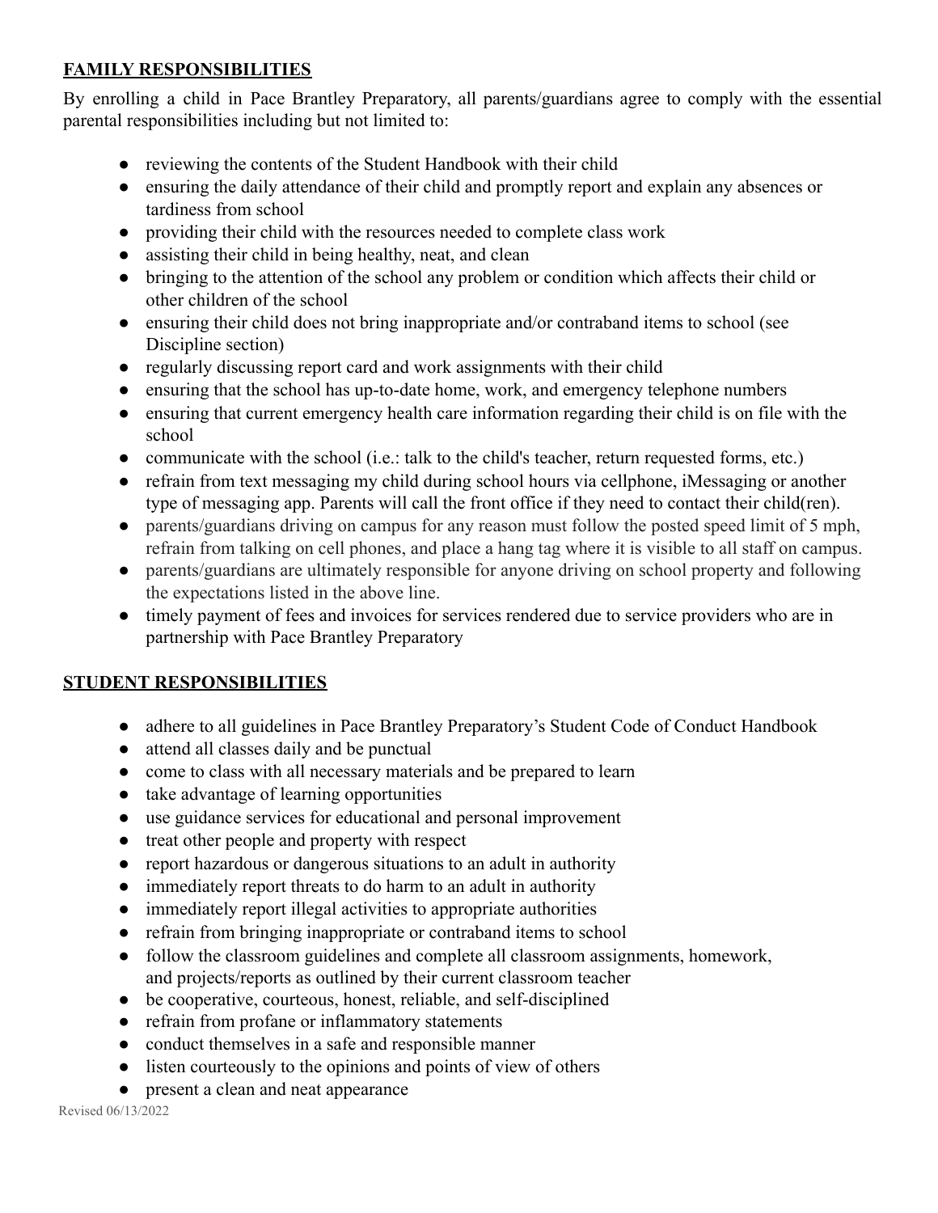## FAMILY RESPONSIBILITIES

By enrolling a child in Pace Brantley Preparatory, all parents/guardians agree to comply with the essential parental responsibilities including but not limited to:

- reviewing the contents of the Student Handbook with their child
- ensuring the daily attendance of their child and promptly report and explain any absences or tardiness from school
- providing their child with the resources needed to complete class work
- assisting their child in being healthy, neat, and clean
- bringing to the attention of the school any problem or condition which affects their child or other children of the school
- ensuring their child does not bring inappropriate and/or contraband items to school (see Discipline section)
- regularly discussing report card and work assignments with their child
- ensuring that the school has up-to-date home, work, and emergency telephone numbers
- ensuring that current emergency health care information regarding their child is on file with the school
- communicate with the school (i.e.: talk to the child's teacher, return requested forms, etc.)
- refrain from text messaging my child during school hours via cellphone, iMessaging or another type of messaging app. Parents will call the front office if they need to contact their child(ren).
- parents/guardians driving on campus for any reason must follow the posted speed limit of 5 mph, refrain from talking on cell phones, and place a hang tag where it is visible to all staff on campus.
- parents/guardians are ultimately responsible for anyone driving on school property and following the expectations listed in the above line.
- timely payment of fees and invoices for services rendered due to service providers who are in partnership with Pace Brantley Preparatory

## STUDENT RESPONSIBILITIES

- adhere to all guidelines in Pace Brantley Preparatory's Student Code of Conduct Handbook
- attend all classes daily and be punctual
- come to class with all necessary materials and be prepared to learn
- take advantage of learning opportunities
- use guidance services for educational and personal improvement
- treat other people and property with respect
- report hazardous or dangerous situations to an adult in authority
- immediately report threats to do harm to an adult in authority
- immediately report illegal activities to appropriate authorities
- refrain from bringing inappropriate or contraband items to school
- follow the classroom guidelines and complete all classroom assignments, homework, and projects/reports as outlined by their current classroom teacher
- be cooperative, courteous, honest, reliable, and self-disciplined
- refrain from profane or inflammatory statements
- conduct themselves in a safe and responsible manner
- listen courteously to the opinions and points of view of others
- present a clean and neat appearance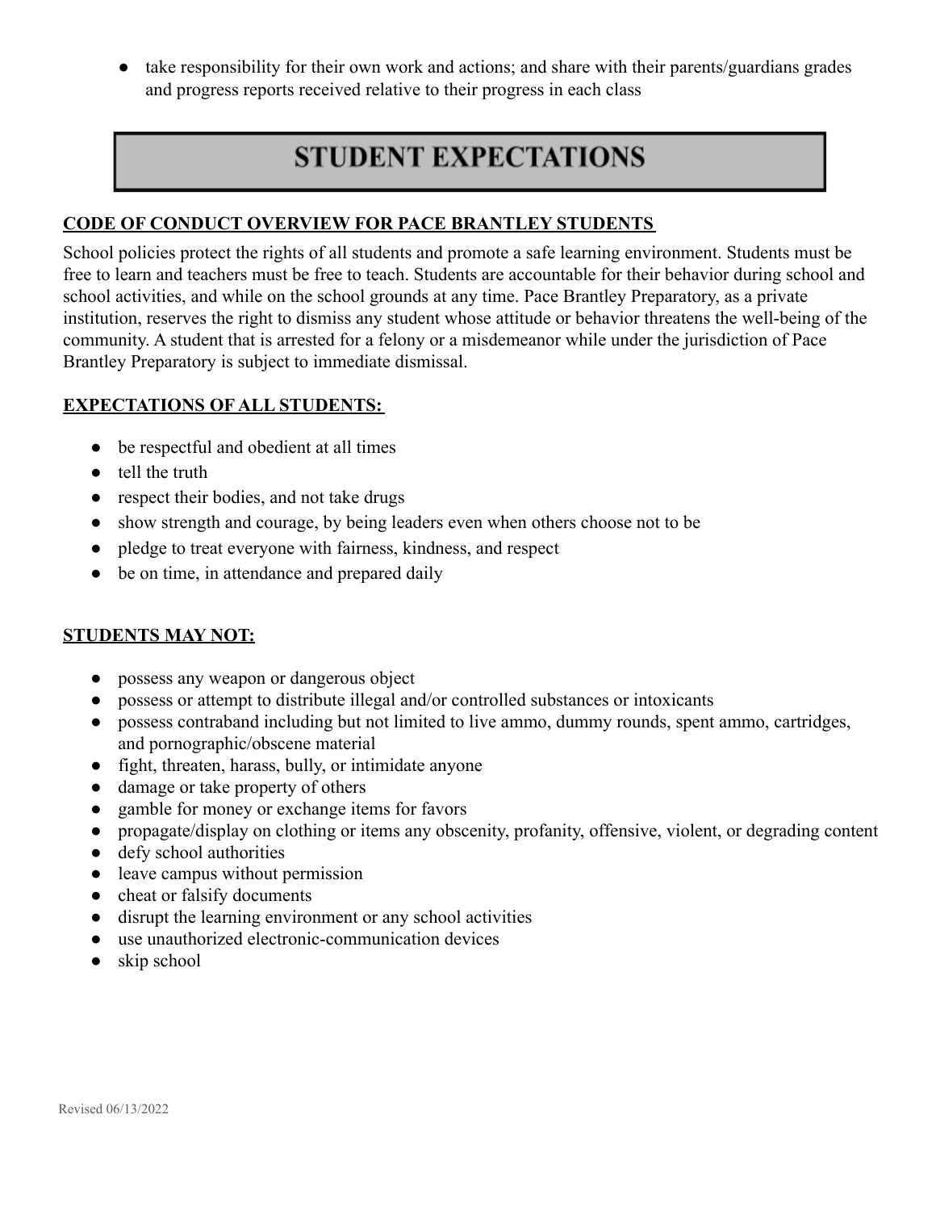- take responsibility for their own work and actions; and share with their parents/guardians grades and progress reports received relative to their progress in each class

# STUDENT EXPECTATIONS

**CODE OF CONDUCT OVERVIEW FOR PACE BRANTLEY STUDENTS**

School policies protect the rights of all students and promote a safe learning environment. Students must be free to learn and teachers must be free to teach. Students are accountable for their behavior during school and school activities, and while on the school grounds at any time. Pace Brantley Preparatory, as a private institution, reserves the right to dismiss any student whose attitude or behavior threatens the well-being of the community. A student that is arrested for a felony or a misdemeanor while under the jurisdiction of Pace Brantley Preparatory is subject to immediate dismissal.

**EXPECTATIONS OF ALL STUDENTS:**

- be respectful and obedient at all times
- tell the truth
- respect their bodies, and not take drugs
- show strength and courage, by being leaders even when others choose not to be
- pledge to treat everyone with fairness, kindness, and respect
- be on time, in attendance and prepared daily

**STUDENTS MAY NOT:**

- possess any weapon or dangerous object
- possess or attempt to distribute illegal and/or controlled substances or intoxicants
- possess contraband including but not limited to live ammo, dummy rounds, spent ammo, cartridges, and pornographic/obscene material
- fight, threaten, harass, bully, or intimidate anyone
- damage or take property of others
- gamble for money or exchange items for favors
- propagate/display on clothing or items any obscenity, profanity, offensive, violent, or degrading content
- defy school authorities
- leave campus without permission
- cheat or falsify documents
- disrupt the learning environment or any school activities
- use unauthorized electronic-communication devices
- skip school

Revised 06/13/2022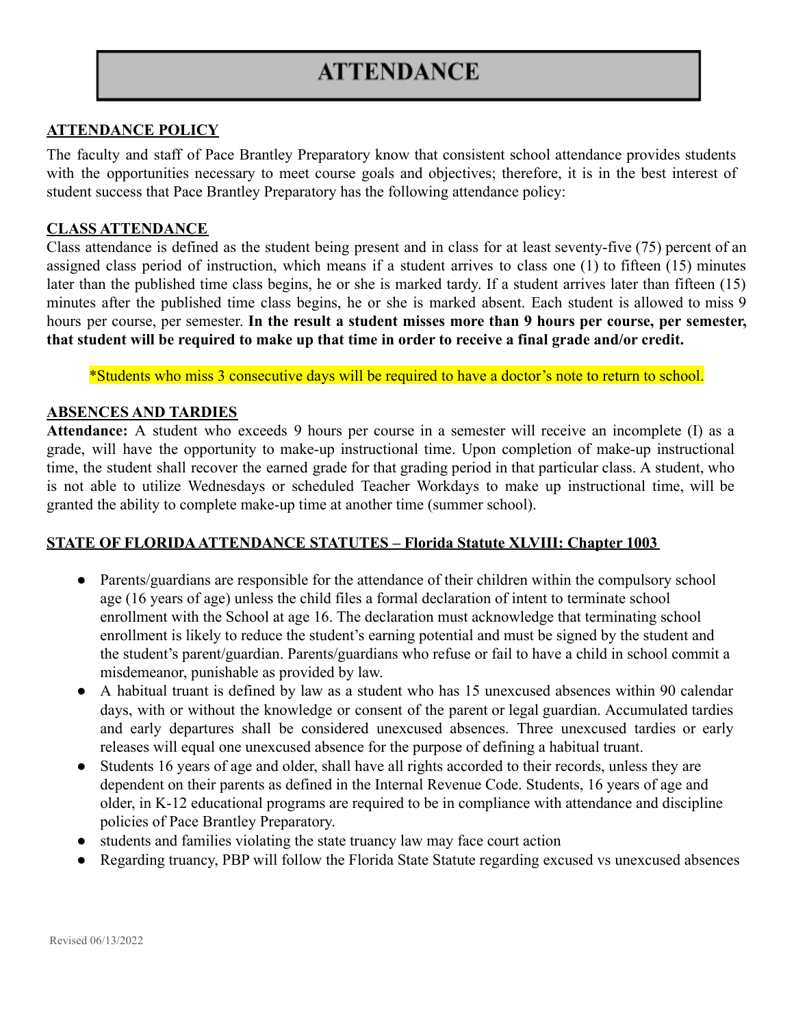# ATTENDANCE

## ATTENDANCE POLICY

The faculty and staff of Pace Brantley Preparatory know that consistent school attendance provides students with the opportunities necessary to meet course goals and objectives; therefore, it is in the best interest of student success that Pace Brantley Preparatory has the following attendance policy:

## CLASS ATTENDANCE

Class attendance is defined as the student being present and in class for at least seventy-five (75) percent of an assigned class period of instruction, which means if a student arrives to class one (1) to fifteen (15) minutes later than the published time class begins, he or she is marked tardy. If a student arrives later than fifteen (15) minutes after the published time class begins, he or she is marked absent. Each student is allowed to miss 9 hours per course, per semester. **In the result a student misses more than 9 hours per course, per semester, that student will be required to make up that time in order to receive a final grade and/or credit.**

*Students who miss 3 consecutive days will be required to have a doctor's note to return to school.

## ABSENCES AND TARDIES

**Attendance:** A student who exceeds 9 hours per course in a semester will receive an incomplete (I) as a grade, will have the opportunity to make-up instructional time. Upon completion of make-up instructional time, the student shall recover the earned grade for that grading period in that particular class. A student, who is not able to utilize Wednesdays or scheduled Teacher Workdays to make up instructional time, will be granted the ability to complete make-up time at another time (summer school).

## STATE OF FLORIDA ATTENDANCE STATUTES – Florida Statute XLVIII: Chapter 1003

- Parents/guardians are responsible for the attendance of their children within the compulsory school age (16 years of age) unless the child files a formal declaration of intent to terminate school enrollment with the School at age 16. The declaration must acknowledge that terminating school enrollment is likely to reduce the student's earning potential and must be signed by the student and the student's parent/guardian. Parents/guardians who refuse or fail to have a child in school commit a misdemeanor, punishable as provided by law.
- A habitual truant is defined by law as a student who has 15 unexcused absences within 90 calendar days, with or without the knowledge or consent of the parent or legal guardian. Accumulated tardies and early departures shall be considered unexcused absences. Three unexcused tardies or early releases will equal one unexcused absence for the purpose of defining a habitual truant.
- Students 16 years of age and older, shall have all rights accorded to their records, unless they are dependent on their parents as defined in the Internal Revenue Code. Students, 16 years of age and older, in K-12 educational programs are required to be in compliance with attendance and discipline policies of Pace Brantley Preparatory.
- students and families violating the state truancy law may face court action
- Regarding truancy, PBP will follow the Florida State Statute regarding excused vs unexcused absences

Revised 06/13/2022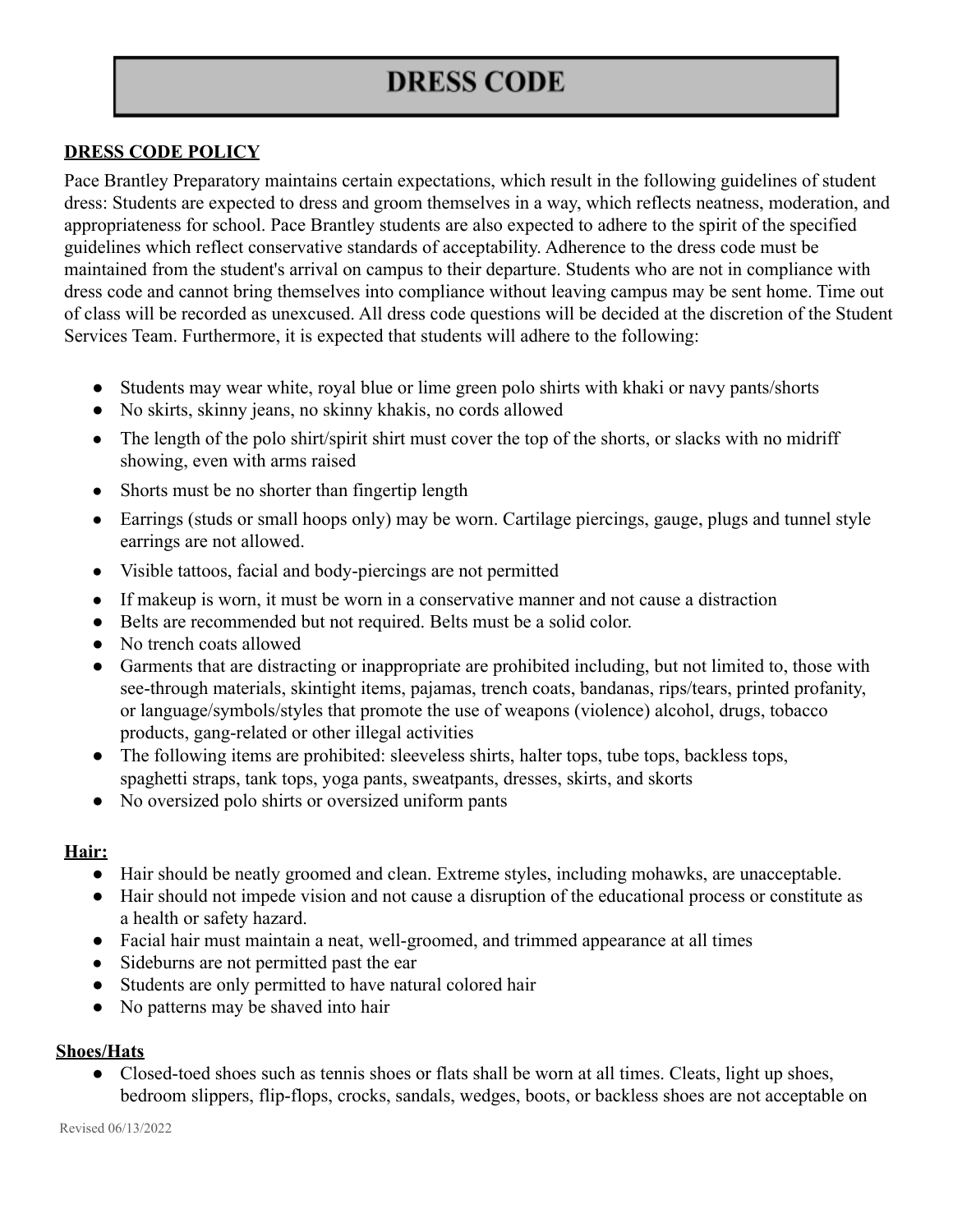# DRESS CODE

**DRESS CODE POLICY**

Pace Brantley Preparatory maintains certain expectations, which result in the following guidelines of student dress: Students are expected to dress and groom themselves in a way, which reflects neatness, moderation, and appropriateness for school. Pace Brantley students are also expected to adhere to the spirit of the specified guidelines which reflect conservative standards of acceptability. Adherence to the dress code must be maintained from the student's arrival on campus to their departure. Students who are not in compliance with dress code and cannot bring themselves into compliance without leaving campus may be sent home. Time out of class will be recorded as unexcused. All dress code questions will be decided at the discretion of the Student Services Team. Furthermore, it is expected that students will adhere to the following:

- Students may wear white, royal blue or lime green polo shirts with khaki or navy pants/shorts
- No skirts, skinny jeans, no skinny khakis, no cords allowed
- The length of the polo shirt/spirit shirt must cover the top of the shorts, or slacks with no midriff showing, even with arms raised
- Shorts must be no shorter than fingertip length
- Earrings (studs or small hoops only) may be worn. Cartilage piercings, gauge, plugs and tunnel style earrings are not allowed.
- Visible tattoos, facial and body-piercings are not permitted
- If makeup is worn, it must be worn in a conservative manner and not cause a distraction
- Belts are recommended but not required. Belts must be a solid color.
- No trench coats allowed
- Garments that are distracting or inappropriate are prohibited including, but not limited to, those with see-through materials, skintight items, pajamas, trench coats, bandanas, rips/tears, printed profanity, or language/symbols/styles that promote the use of weapons (violence) alcohol, drugs, tobacco products, gang-related or other illegal activities
- The following items are prohibited: sleeveless shirts, halter tops, tube tops, backless tops, spaghetti straps, tank tops, yoga pants, sweatpants, dresses, skirts, and skorts
- No oversized polo shirts or oversized uniform pants

**Hair:**

- Hair should be neatly groomed and clean. Extreme styles, including mohawks, are unacceptable.
- Hair should not impede vision and not cause a disruption of the educational process or constitute as a health or safety hazard.
- Facial hair must maintain a neat, well-groomed, and trimmed appearance at all times
- Sideburns are not permitted past the ear
- Students are only permitted to have natural colored hair
- No patterns may be shaved into hair

**Shoes/Hats**

- Closed-toed shoes such as tennis shoes or flats shall be worn at all times. Cleats, light up shoes, bedroom slippers, flip-flops, crocks, sandals, wedges, boots, or backless shoes are not acceptable on

Revised 06/13/2022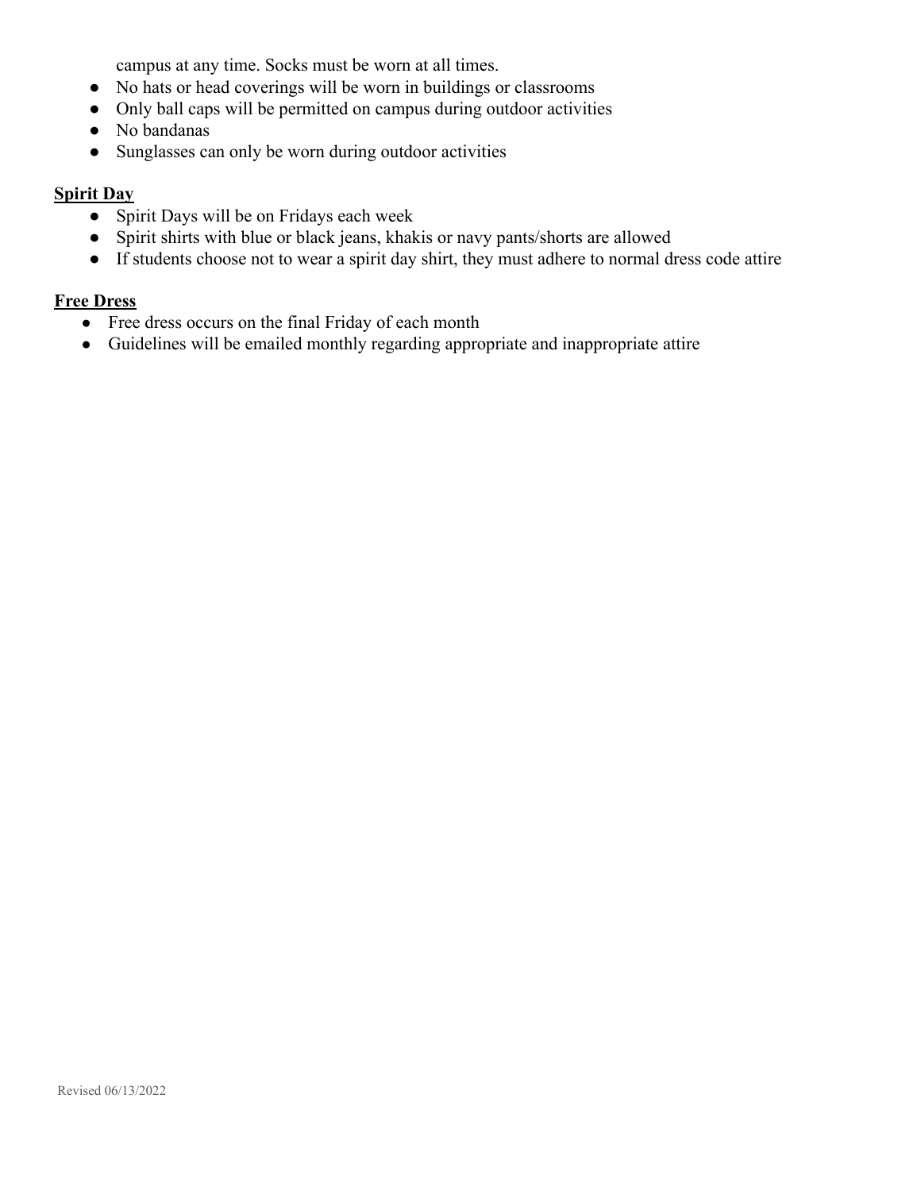campus at any time. Socks must be worn at all times.

- No hats or head coverings will be worn in buildings or classrooms
- Only ball caps will be permitted on campus during outdoor activities
- No bandanas
- Sunglasses can only be worn during outdoor activities

**<u>Spirit Day</u>**

- Spirit Days will be on Fridays each week
- Spirit shirts with blue or black jeans, khakis or navy pants/shorts are allowed
- If students choose not to wear a spirit day shirt, they must adhere to normal dress code attire

**<u>Free Dress</u>**

- Free dress occurs on the final Friday of each month
- Guidelines will be emailed monthly regarding appropriate and inappropriate attire

Revised 06/13/2022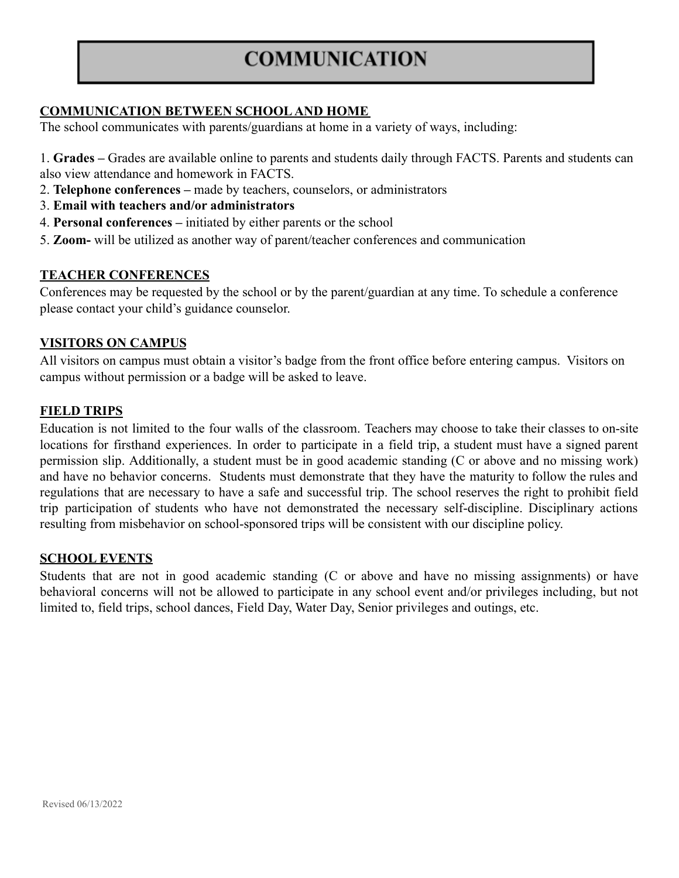# COMMUNICATION

## COMMUNICATION BETWEEN SCHOOL AND HOME

The school communicates with parents/guardians at home in a variety of ways, including:

1. **Grades –** Grades are available online to parents and students daily through FACTS. Parents and students can also view attendance and homework in FACTS.
2. **Telephone conferences –** made by teachers, counselors, or administrators
3. **Email with teachers and/or administrators**
4. **Personal conferences –** initiated by either parents or the school
5. **Zoom-** will be utilized as another way of parent/teacher conferences and communication

## TEACHER CONFERENCES

Conferences may be requested by the school or by the parent/guardian at any time. To schedule a conference please contact your child's guidance counselor.

## VISITORS ON CAMPUS

All visitors on campus must obtain a visitor's badge from the front office before entering campus. Visitors on campus without permission or a badge will be asked to leave.

## FIELD TRIPS

Education is not limited to the four walls of the classroom. Teachers may choose to take their classes to on-site locations for firsthand experiences. In order to participate in a field trip, a student must have a signed parent permission slip. Additionally, a student must be in good academic standing (C or above and no missing work) and have no behavior concerns. Students must demonstrate that they have the maturity to follow the rules and regulations that are necessary to have a safe and successful trip. The school reserves the right to prohibit field trip participation of students who have not demonstrated the necessary self-discipline. Disciplinary actions resulting from misbehavior on school-sponsored trips will be consistent with our discipline policy.

## SCHOOL EVENTS

Students that are not in good academic standing (C or above and have no missing assignments) or have behavioral concerns will not be allowed to participate in any school event and/or privileges including, but not limited to, field trips, school dances, Field Day, Water Day, Senior privileges and outings, etc.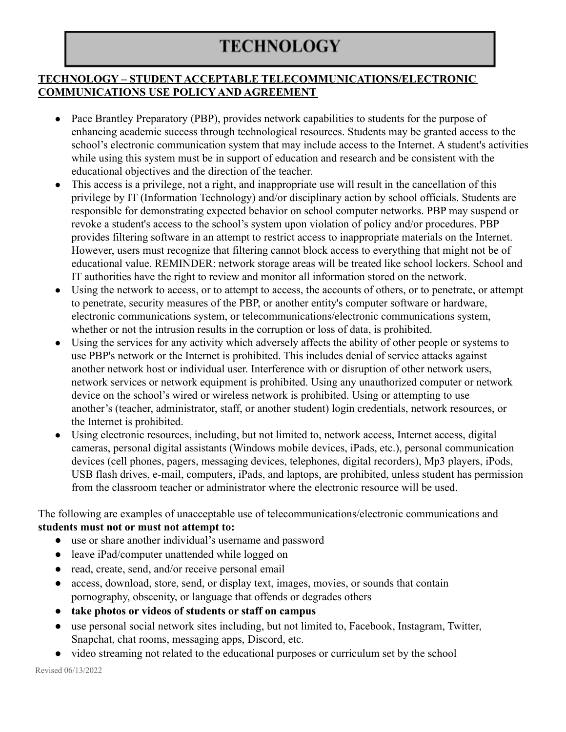# TECHNOLOGY

**TECHNOLOGY – STUDENT ACCEPTABLE TELECOMMUNICATIONS/ELECTRONIC COMMUNICATIONS USE POLICY AND AGREEMENT**

- Pace Brantley Preparatory (PBP), provides network capabilities to students for the purpose of enhancing academic success through technological resources. Students may be granted access to the school's electronic communication system that may include access to the Internet. A student's activities while using this system must be in support of education and research and be consistent with the educational objectives and the direction of the teacher.
- This access is a privilege, not a right, and inappropriate use will result in the cancellation of this privilege by IT (Information Technology) and/or disciplinary action by school officials. Students are responsible for demonstrating expected behavior on school computer networks. PBP may suspend or revoke a student's access to the school's system upon violation of policy and/or procedures. PBP provides filtering software in an attempt to restrict access to inappropriate materials on the Internet. However, users must recognize that filtering cannot block access to everything that might not be of educational value. REMINDER: network storage areas will be treated like school lockers. School and IT authorities have the right to review and monitor all information stored on the network.
- Using the network to access, or to attempt to access, the accounts of others, or to penetrate, or attempt to penetrate, security measures of the PBP, or another entity's computer software or hardware, electronic communications system, or telecommunications/electronic communications system, whether or not the intrusion results in the corruption or loss of data, is prohibited.
- Using the services for any activity which adversely affects the ability of other people or systems to use PBP's network or the Internet is prohibited. This includes denial of service attacks against another network host or individual user. Interference with or disruption of other network users, network services or network equipment is prohibited. Using any unauthorized computer or network device on the school's wired or wireless network is prohibited. Using or attempting to use another's (teacher, administrator, staff, or another student) login credentials, network resources, or the Internet is prohibited.
- Using electronic resources, including, but not limited to, network access, Internet access, digital cameras, personal digital assistants (Windows mobile devices, iPads, etc.), personal communication devices (cell phones, pagers, messaging devices, telephones, digital recorders), Mp3 players, iPods, USB flash drives, e-mail, computers, iPads, and laptops, are prohibited, unless student has permission from the classroom teacher or administrator where the electronic resource will be used.

The following are examples of unacceptable use of telecommunications/electronic communications and **students must not or must not attempt to:**

- use or share another individual's username and password
- leave iPad/computer unattended while logged on
- read, create, send, and/or receive personal email
- access, download, store, send, or display text, images, movies, or sounds that contain pornography, obscenity, or language that offends or degrades others
- **take photos or videos of students or staff on campus**
- use personal social network sites including, but not limited to, Facebook, Instagram, Twitter, Snapchat, chat rooms, messaging apps, Discord, etc.
- video streaming not related to the educational purposes or curriculum set by the school

Revised 06/13/2022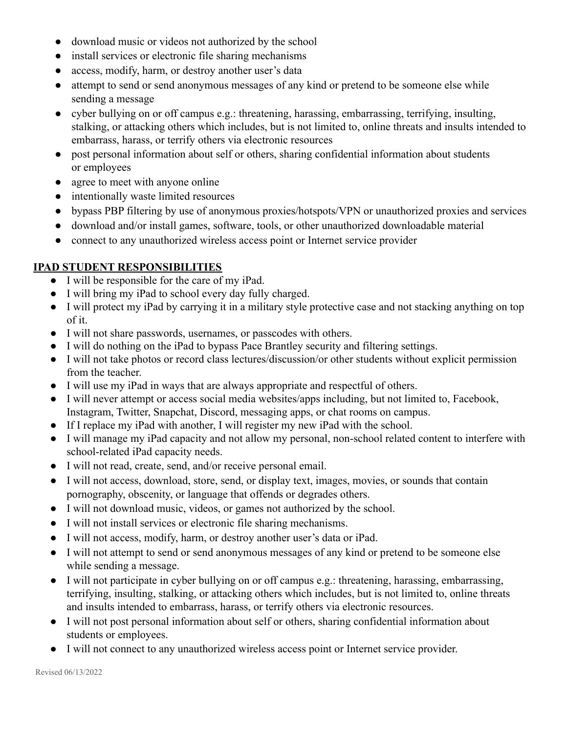- download music or videos not authorized by the school
- install services or electronic file sharing mechanisms
- access, modify, harm, or destroy another user's data
- attempt to send or send anonymous messages of any kind or pretend to be someone else while sending a message
- cyber bullying on or off campus e.g.: threatening, harassing, embarrassing, terrifying, insulting, stalking, or attacking others which includes, but is not limited to, online threats and insults intended to embarrass, harass, or terrify others via electronic resources
- post personal information about self or others, sharing confidential information about students or employees
- agree to meet with anyone online
- intentionally waste limited resources
- bypass PBP filtering by use of anonymous proxies/hotspots/VPN or unauthorized proxies and services
- download and/or install games, software, tools, or other unauthorized downloadable material
- connect to any unauthorized wireless access point or Internet service provider

## IPAD STUDENT RESPONSIBILITIES

- I will be responsible for the care of my iPad.
- I will bring my iPad to school every day fully charged.
- I will protect my iPad by carrying it in a military style protective case and not stacking anything on top of it.
- I will not share passwords, usernames, or passcodes with others.
- I will do nothing on the iPad to bypass Pace Brantley security and filtering settings.
- I will not take photos or record class lectures/discussion/or other students without explicit permission from the teacher.
- I will use my iPad in ways that are always appropriate and respectful of others.
- I will never attempt or access social media websites/apps including, but not limited to, Facebook, Instagram, Twitter, Snapchat, Discord, messaging apps, or chat rooms on campus.
- If I replace my iPad with another, I will register my new iPad with the school.
- I will manage my iPad capacity and not allow my personal, non-school related content to interfere with school-related iPad capacity needs.
- I will not read, create, send, and/or receive personal email.
- I will not access, download, store, send, or display text, images, movies, or sounds that contain pornography, obscenity, or language that offends or degrades others.
- I will not download music, videos, or games not authorized by the school.
- I will not install services or electronic file sharing mechanisms.
- I will not access, modify, harm, or destroy another user's data or iPad.
- I will not attempt to send or send anonymous messages of any kind or pretend to be someone else while sending a message.
- I will not participate in cyber bullying on or off campus e.g.: threatening, harassing, embarrassing, terrifying, insulting, stalking, or attacking others which includes, but is not limited to, online threats and insults intended to embarrass, harass, or terrify others via electronic resources.
- I will not post personal information about self or others, sharing confidential information about students or employees.
- I will not connect to any unauthorized wireless access point or Internet service provider.

Revised 06/13/2022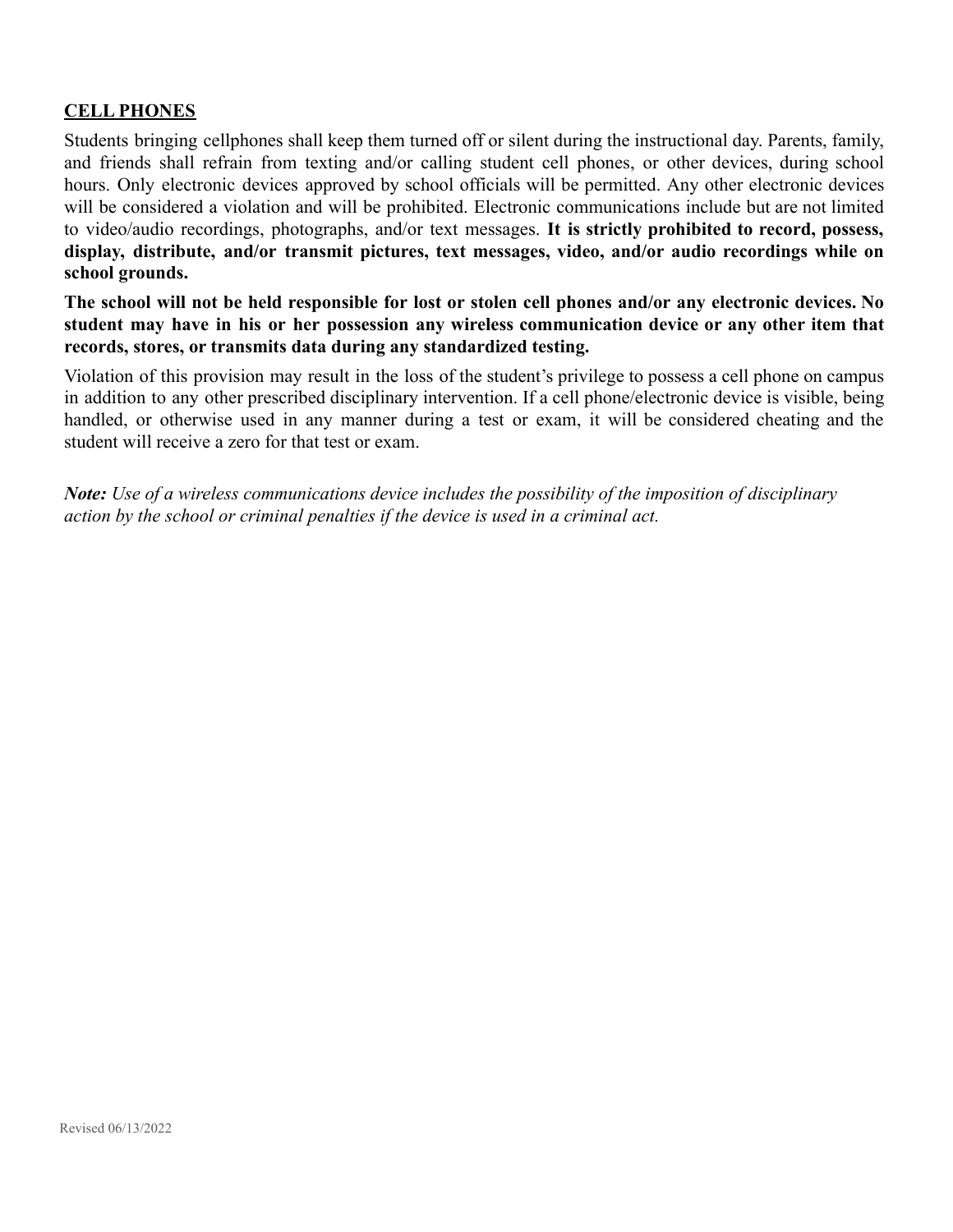## CELL PHONES

Students bringing cellphones shall keep them turned off or silent during the instructional day. Parents, family, and friends shall refrain from texting and/or calling student cell phones, or other devices, during school hours. Only electronic devices approved by school officials will be permitted. Any other electronic devices will be considered a violation and will be prohibited. Electronic communications include but are not limited to video/audio recordings, photographs, and/or text messages. **It is strictly prohibited to record, possess, display, distribute, and/or transmit pictures, text messages, video, and/or audio recordings while on school grounds.**

**The school will not be held responsible for lost or stolen cell phones and/or any electronic devices. No student may have in his or her possession any wireless communication device or any other item that records, stores, or transmits data during any standardized testing.**

Violation of this provision may result in the loss of the student's privilege to possess a cell phone on campus in addition to any other prescribed disciplinary intervention. If a cell phone/electronic device is visible, being handled, or otherwise used in any manner during a test or exam, it will be considered cheating and the student will receive a zero for that test or exam.

***Note:*** *Use of a wireless communications device includes the possibility of the imposition of disciplinary action by the school or criminal penalties if the device is used in a criminal act.*

Revised 06/13/2022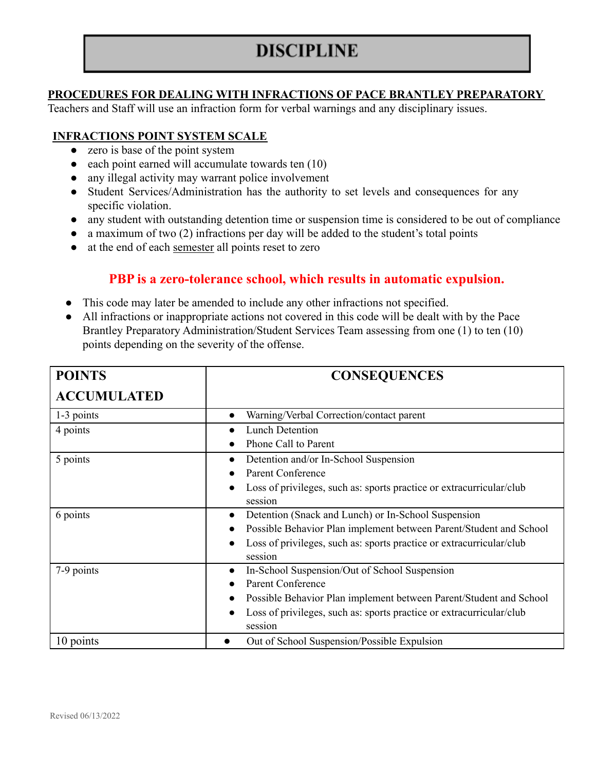# DISCIPLINE

**PROCEDURES FOR DEALING WITH INFRACTIONS OF PACE BRANTLEY PREPARATORY**

Teachers and Staff will use an infraction form for verbal warnings and any disciplinary issues.

**INFRACTIONS POINT SYSTEM SCALE**

- zero is base of the point system
- each point earned will accumulate towards ten (10)
- any illegal activity may warrant police involvement
- Student Services/Administration has the authority to set levels and consequences for any specific violation.
- any student with outstanding detention time or suspension time is considered to be out of compliance
- a maximum of two (2) infractions per day will be added to the student's total points
- at the end of each semester all points reset to zero

**PBP is a zero-tolerance school, which results in automatic expulsion.**

- This code may later be amended to include any other infractions not specified.
- All infractions or inappropriate actions not covered in this code will be dealt with by the Pace Brantley Preparatory Administration/Student Services Team assessing from one (1) to ten (10) points depending on the severity of the offense.

| POINTS ACCUMULATED | CONSEQUENCES |
|---|---|
| 1-3 points | • Warning/Verbal Correction/contact parent |
| 4 points | • Lunch Detention<br>• Phone Call to Parent |
| 5 points | • Detention and/or In-School Suspension<br>• Parent Conference<br>• Loss of privileges, such as: sports practice or extracurricular/club session |
| 6 points | • Detention (Snack and Lunch) or In-School Suspension<br>• Possible Behavior Plan implement between Parent/Student and School<br>• Loss of privileges, such as: sports practice or extracurricular/club session |
| 7-9 points | • In-School Suspension/Out of School Suspension<br>• Parent Conference<br>• Possible Behavior Plan implement between Parent/Student and School<br>• Loss of privileges, such as: sports practice or extracurricular/club session |
| 10 points | • Out of School Suspension/Possible Expulsion |

Revised 06/13/2022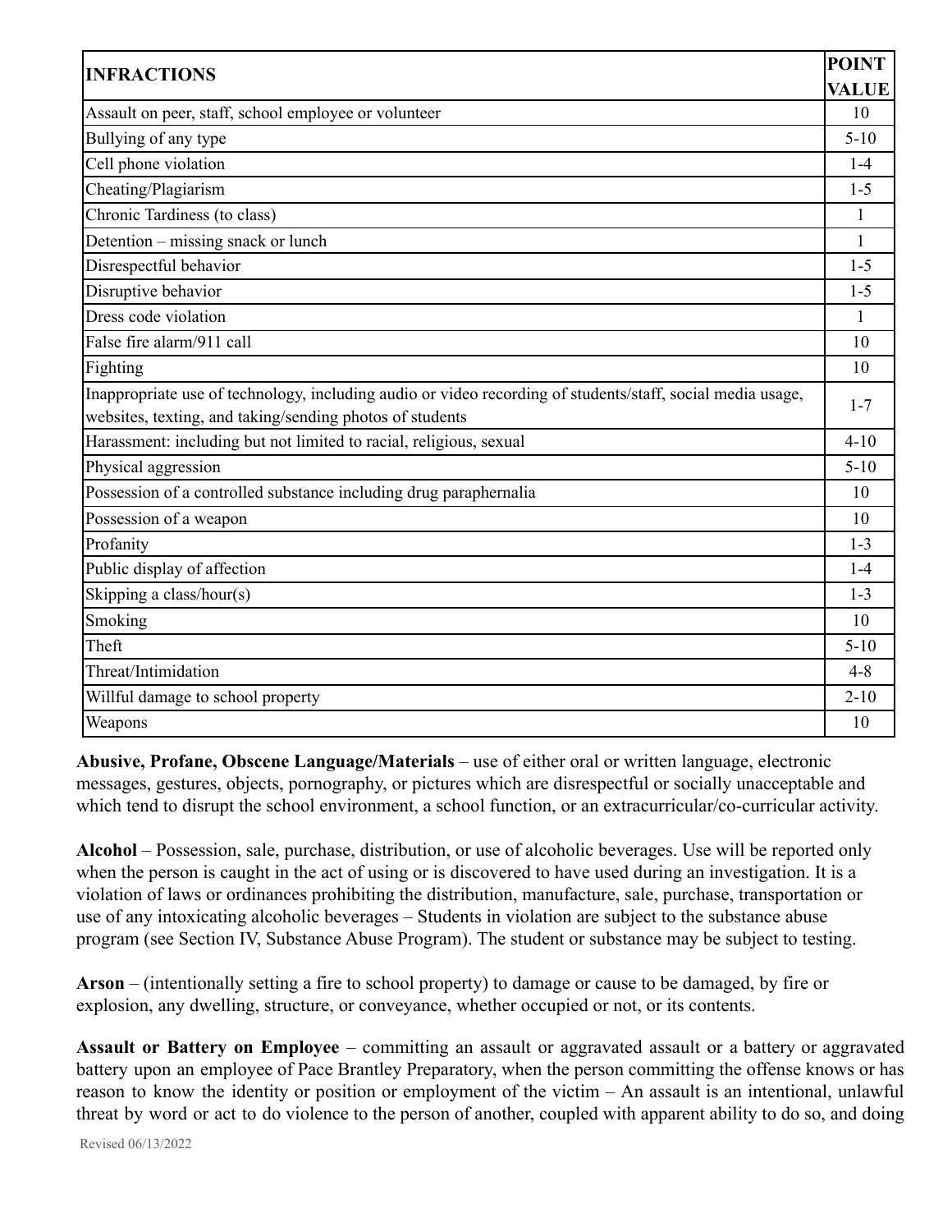| INFRACTIONS | POINT VALUE |
|---|---|
| Assault on peer, staff, school employee or volunteer | 10 |
| Bullying of any type | 5-10 |
| Cell phone violation | 1-4 |
| Cheating/Plagiarism | 1-5 |
| Chronic Tardiness (to class) | 1 |
| Detention – missing snack or lunch | 1 |
| Disrespectful behavior | 1-5 |
| Disruptive behavior | 1-5 |
| Dress code violation | 1 |
| False fire alarm/911 call | 10 |
| Fighting | 10 |
| Inappropriate use of technology, including audio or video recording of students/staff, social media usage, websites, texting, and taking/sending photos of students | 1-7 |
| Harassment: including but not limited to racial, religious, sexual | 4-10 |
| Physical aggression | 5-10 |
| Possession of a controlled substance including drug paraphernalia | 10 |
| Possession of a weapon | 10 |
| Profanity | 1-3 |
| Public display of affection | 1-4 |
| Skipping a class/hour(s) | 1-3 |
| Smoking | 10 |
| Theft | 5-10 |
| Threat/Intimidation | 4-8 |
| Willful damage to school property | 2-10 |
| Weapons | 10 |

**Abusive, Profane, Obscene Language/Materials** – use of either oral or written language, electronic messages, gestures, objects, pornography, or pictures which are disrespectful or socially unacceptable and which tend to disrupt the school environment, a school function, or an extracurricular/co-curricular activity.

**Alcohol** – Possession, sale, purchase, distribution, or use of alcoholic beverages. Use will be reported only when the person is caught in the act of using or is discovered to have used during an investigation. It is a violation of laws or ordinances prohibiting the distribution, manufacture, sale, purchase, transportation or use of any intoxicating alcoholic beverages – Students in violation are subject to the substance abuse program (see Section IV, Substance Abuse Program). The student or substance may be subject to testing.

**Arson** – (intentionally setting a fire to school property) to damage or cause to be damaged, by fire or explosion, any dwelling, structure, or conveyance, whether occupied or not, or its contents.

**Assault or Battery on Employee** – committing an assault or aggravated assault or a battery or aggravated battery upon an employee of Pace Brantley Preparatory, when the person committing the offense knows or has reason to know the identity or position or employment of the victim – An assault is an intentional, unlawful threat by word or act to do violence to the person of another, coupled with apparent ability to do so, and doing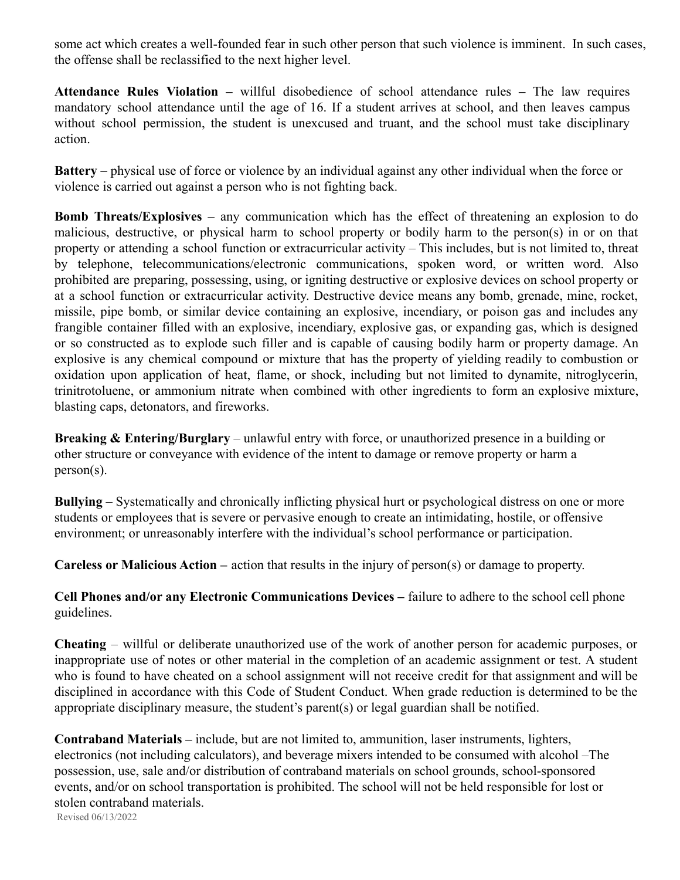some act which creates a well-founded fear in such other person that such violence is imminent. In such cases, the offense shall be reclassified to the next higher level.

**Attendance Rules Violation –** willful disobedience of school attendance rules **–** The law requires mandatory school attendance until the age of 16. If a student arrives at school, and then leaves campus without school permission, the student is unexcused and truant, and the school must take disciplinary action.

**Battery** – physical use of force or violence by an individual against any other individual when the force or violence is carried out against a person who is not fighting back.

**Bomb Threats/Explosives** – any communication which has the effect of threatening an explosion to do malicious, destructive, or physical harm to school property or bodily harm to the person(s) in or on that property or attending a school function or extracurricular activity – This includes, but is not limited to, threat by telephone, telecommunications/electronic communications, spoken word, or written word. Also prohibited are preparing, possessing, using, or igniting destructive or explosive devices on school property or at a school function or extracurricular activity. Destructive device means any bomb, grenade, mine, rocket, missile, pipe bomb, or similar device containing an explosive, incendiary, or poison gas and includes any frangible container filled with an explosive, incendiary, explosive gas, or expanding gas, which is designed or so constructed as to explode such filler and is capable of causing bodily harm or property damage. An explosive is any chemical compound or mixture that has the property of yielding readily to combustion or oxidation upon application of heat, flame, or shock, including but not limited to dynamite, nitroglycerin, trinitrotoluene, or ammonium nitrate when combined with other ingredients to form an explosive mixture, blasting caps, detonators, and fireworks.

**Breaking & Entering/Burglary** – unlawful entry with force, or unauthorized presence in a building or other structure or conveyance with evidence of the intent to damage or remove property or harm a person(s).

**Bullying** – Systematically and chronically inflicting physical hurt or psychological distress on one or more students or employees that is severe or pervasive enough to create an intimidating, hostile, or offensive environment; or unreasonably interfere with the individual's school performance or participation.

**Careless or Malicious Action –** action that results in the injury of person(s) or damage to property.

**Cell Phones and/or any Electronic Communications Devices –** failure to adhere to the school cell phone guidelines.

**Cheating** – willful or deliberate unauthorized use of the work of another person for academic purposes, or inappropriate use of notes or other material in the completion of an academic assignment or test. A student who is found to have cheated on a school assignment will not receive credit for that assignment and will be disciplined in accordance with this Code of Student Conduct. When grade reduction is determined to be the appropriate disciplinary measure, the student's parent(s) or legal guardian shall be notified.

**Contraband Materials –** include, but are not limited to, ammunition, laser instruments, lighters, electronics (not including calculators), and beverage mixers intended to be consumed with alcohol –The possession, use, sale and/or distribution of contraband materials on school grounds, school-sponsored events, and/or on school transportation is prohibited. The school will not be held responsible for lost or stolen contraband materials.

Revised 06/13/2022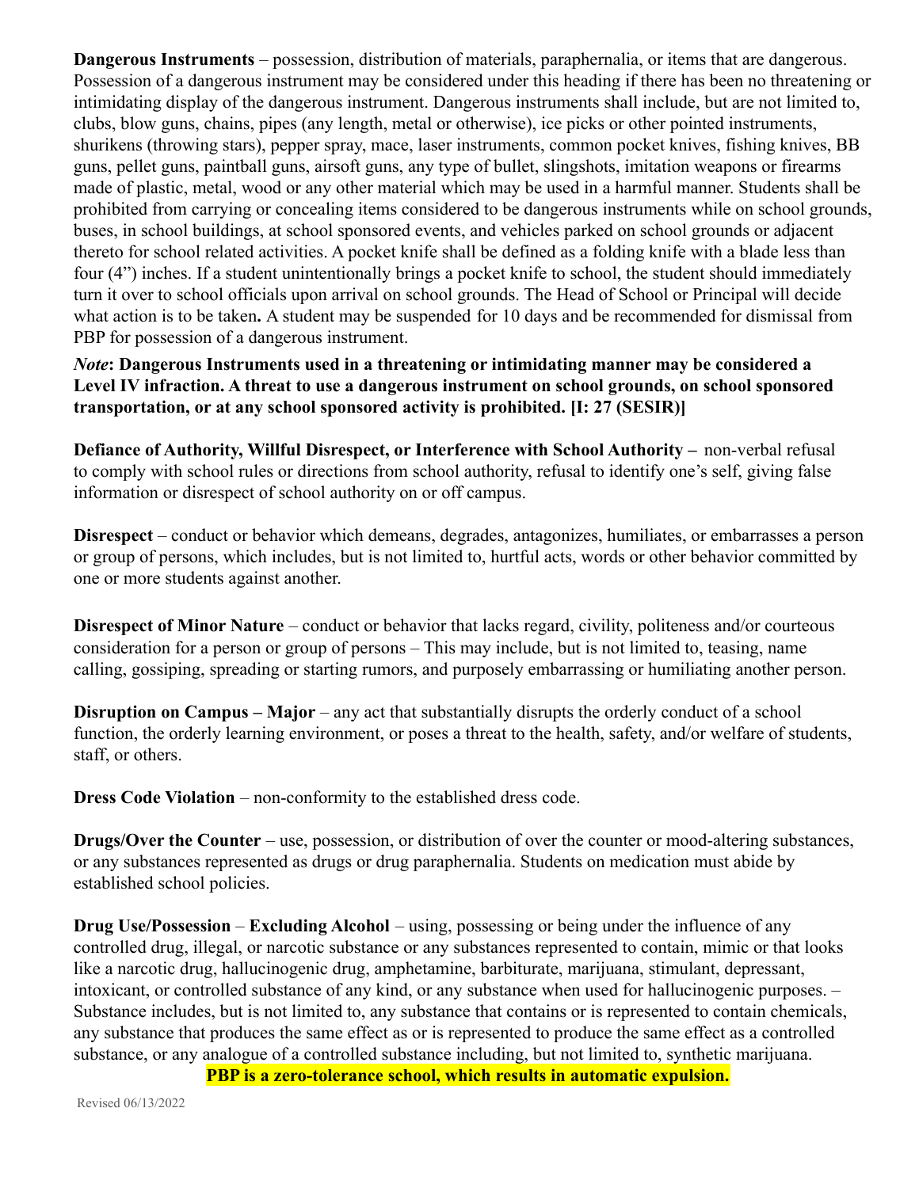**Dangerous Instruments** – possession, distribution of materials, paraphernalia, or items that are dangerous. Possession of a dangerous instrument may be considered under this heading if there has been no threatening or intimidating display of the dangerous instrument. Dangerous instruments shall include, but are not limited to, clubs, blow guns, chains, pipes (any length, metal or otherwise), ice picks or other pointed instruments, shurikens (throwing stars), pepper spray, mace, laser instruments, common pocket knives, fishing knives, BB guns, pellet guns, paintball guns, airsoft guns, any type of bullet, slingshots, imitation weapons or firearms made of plastic, metal, wood or any other material which may be used in a harmful manner. Students shall be prohibited from carrying or concealing items considered to be dangerous instruments while on school grounds, buses, in school buildings, at school sponsored events, and vehicles parked on school grounds or adjacent thereto for school related activities. A pocket knife shall be defined as a folding knife with a blade less than four (4") inches. If a student unintentionally brings a pocket knife to school, the student should immediately turn it over to school officials upon arrival on school grounds. The Head of School or Principal will decide what action is to be taken**.** A student may be suspended for 10 days and be recommended for dismissal from PBP for possession of a dangerous instrument.

***Note*****: Dangerous Instruments used in a threatening or intimidating manner may be considered a Level IV infraction. A threat to use a dangerous instrument on school grounds, on school sponsored transportation, or at any school sponsored activity is prohibited. [I: 27 (SESIR)]**

**Defiance of Authority, Willful Disrespect, or Interference with School Authority –** non-verbal refusal to comply with school rules or directions from school authority, refusal to identify one's self, giving false information or disrespect of school authority on or off campus.

**Disrespect** – conduct or behavior which demeans, degrades, antagonizes, humiliates, or embarrasses a person or group of persons, which includes, but is not limited to, hurtful acts, words or other behavior committed by one or more students against another.

**Disrespect of Minor Nature** – conduct or behavior that lacks regard, civility, politeness and/or courteous consideration for a person or group of persons – This may include, but is not limited to, teasing, name calling, gossiping, spreading or starting rumors, and purposely embarrassing or humiliating another person.

**Disruption on Campus – Major** – any act that substantially disrupts the orderly conduct of a school function, the orderly learning environment, or poses a threat to the health, safety, and/or welfare of students, staff, or others.

**Dress Code Violation** – non-conformity to the established dress code.

**Drugs/Over the Counter** – use, possession, or distribution of over the counter or mood-altering substances, or any substances represented as drugs or drug paraphernalia. Students on medication must abide by established school policies.

**Drug Use/Possession** – **Excluding Alcohol** – using, possessing or being under the influence of any controlled drug, illegal, or narcotic substance or any substances represented to contain, mimic or that looks like a narcotic drug, hallucinogenic drug, amphetamine, barbiturate, marijuana, stimulant, depressant, intoxicant, or controlled substance of any kind, or any substance when used for hallucinogenic purposes. – Substance includes, but is not limited to, any substance that contains or is represented to contain chemicals, any substance that produces the same effect as or is represented to produce the same effect as a controlled substance, or any analogue of a controlled substance including, but not limited to, synthetic marijuana.

**PBP is a zero-tolerance school, which results in automatic expulsion.**

Revised 06/13/2022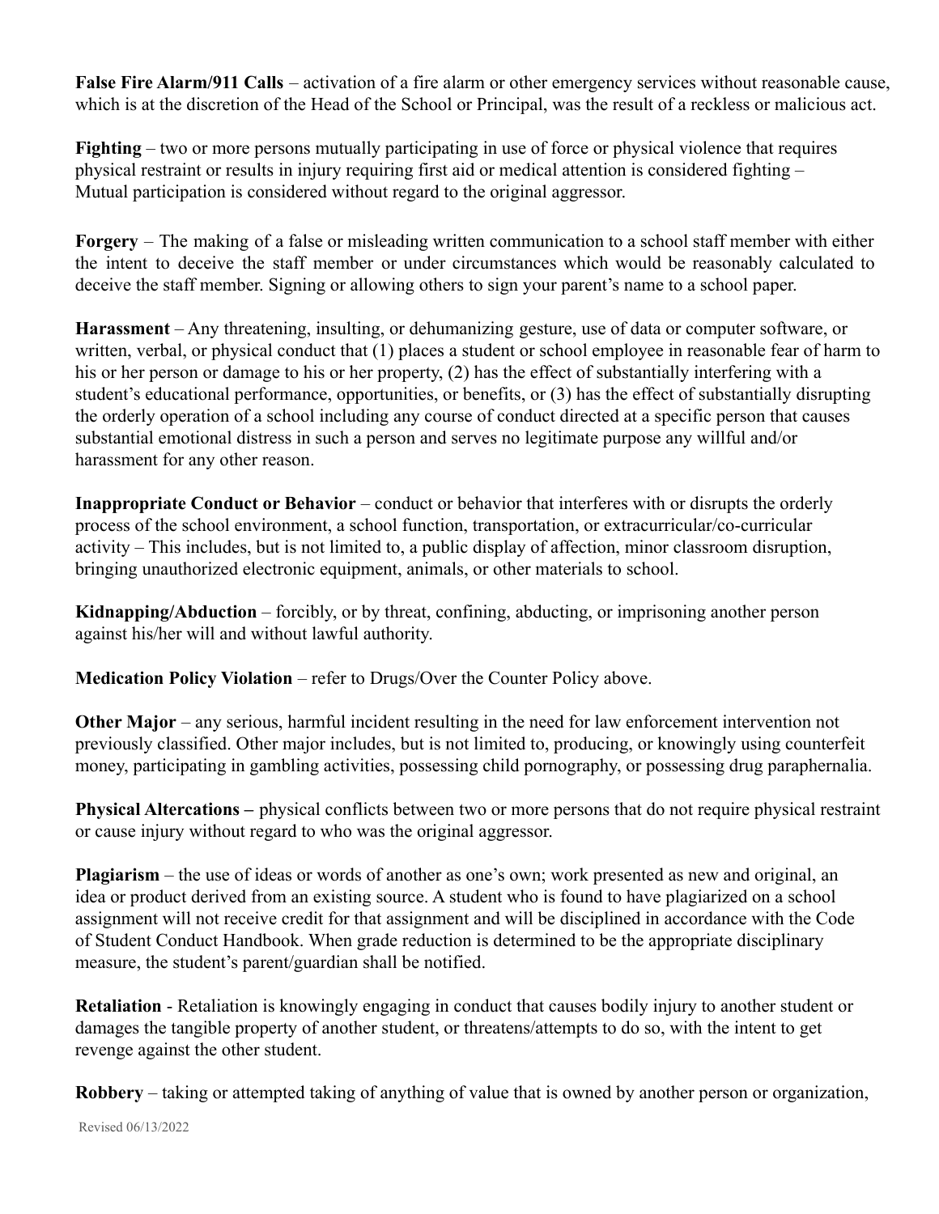**False Fire Alarm/911 Calls** – activation of a fire alarm or other emergency services without reasonable cause, which is at the discretion of the Head of the School or Principal, was the result of a reckless or malicious act.

**Fighting** – two or more persons mutually participating in use of force or physical violence that requires physical restraint or results in injury requiring first aid or medical attention is considered fighting – Mutual participation is considered without regard to the original aggressor.

**Forgery** – The making of a false or misleading written communication to a school staff member with either the intent to deceive the staff member or under circumstances which would be reasonably calculated to deceive the staff member. Signing or allowing others to sign your parent's name to a school paper.

**Harassment** – Any threatening, insulting, or dehumanizing gesture, use of data or computer software, or written, verbal, or physical conduct that (1) places a student or school employee in reasonable fear of harm to his or her person or damage to his or her property, (2) has the effect of substantially interfering with a student's educational performance, opportunities, or benefits, or (3) has the effect of substantially disrupting the orderly operation of a school including any course of conduct directed at a specific person that causes substantial emotional distress in such a person and serves no legitimate purpose any willful and/or harassment for any other reason.

**Inappropriate Conduct or Behavior** – conduct or behavior that interferes with or disrupts the orderly process of the school environment, a school function, transportation, or extracurricular/co-curricular activity – This includes, but is not limited to, a public display of affection, minor classroom disruption, bringing unauthorized electronic equipment, animals, or other materials to school.

**Kidnapping/Abduction** – forcibly, or by threat, confining, abducting, or imprisoning another person against his/her will and without lawful authority.

**Medication Policy Violation** – refer to Drugs/Over the Counter Policy above.

**Other Major** – any serious, harmful incident resulting in the need for law enforcement intervention not previously classified. Other major includes, but is not limited to, producing, or knowingly using counterfeit money, participating in gambling activities, possessing child pornography, or possessing drug paraphernalia.

**Physical Altercations –** physical conflicts between two or more persons that do not require physical restraint or cause injury without regard to who was the original aggressor.

**Plagiarism** – the use of ideas or words of another as one's own; work presented as new and original, an idea or product derived from an existing source. A student who is found to have plagiarized on a school assignment will not receive credit for that assignment and will be disciplined in accordance with the Code of Student Conduct Handbook. When grade reduction is determined to be the appropriate disciplinary measure, the student's parent/guardian shall be notified.

**Retaliation** - Retaliation is knowingly engaging in conduct that causes bodily injury to another student or damages the tangible property of another student, or threatens/attempts to do so, with the intent to get revenge against the other student.

**Robbery** – taking or attempted taking of anything of value that is owned by another person or organization,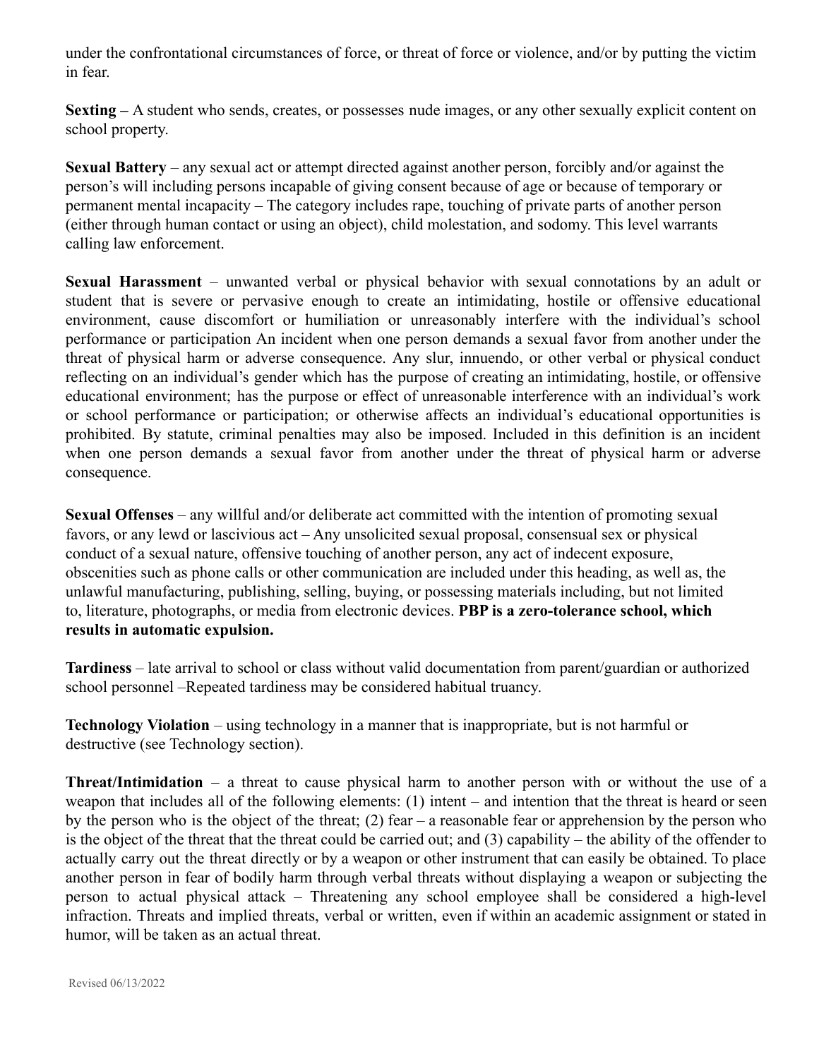under the confrontational circumstances of force, or threat of force or violence, and/or by putting the victim in fear.

**Sexting –** A student who sends, creates, or possesses nude images, or any other sexually explicit content on school property.

**Sexual Battery** – any sexual act or attempt directed against another person, forcibly and/or against the person's will including persons incapable of giving consent because of age or because of temporary or permanent mental incapacity – The category includes rape, touching of private parts of another person (either through human contact or using an object), child molestation, and sodomy. This level warrants calling law enforcement.

**Sexual Harassment** – unwanted verbal or physical behavior with sexual connotations by an adult or student that is severe or pervasive enough to create an intimidating, hostile or offensive educational environment, cause discomfort or humiliation or unreasonably interfere with the individual's school performance or participation An incident when one person demands a sexual favor from another under the threat of physical harm or adverse consequence. Any slur, innuendo, or other verbal or physical conduct reflecting on an individual's gender which has the purpose of creating an intimidating, hostile, or offensive educational environment; has the purpose or effect of unreasonable interference with an individual's work or school performance or participation; or otherwise affects an individual's educational opportunities is prohibited. By statute, criminal penalties may also be imposed. Included in this definition is an incident when one person demands a sexual favor from another under the threat of physical harm or adverse consequence.

**Sexual Offenses** – any willful and/or deliberate act committed with the intention of promoting sexual favors, or any lewd or lascivious act – Any unsolicited sexual proposal, consensual sex or physical conduct of a sexual nature, offensive touching of another person, any act of indecent exposure, obscenities such as phone calls or other communication are included under this heading, as well as, the unlawful manufacturing, publishing, selling, buying, or possessing materials including, but not limited to, literature, photographs, or media from electronic devices. **PBP is a zero-tolerance school, which results in automatic expulsion.**

**Tardiness** – late arrival to school or class without valid documentation from parent/guardian or authorized school personnel –Repeated tardiness may be considered habitual truancy.

**Technology Violation** – using technology in a manner that is inappropriate, but is not harmful or destructive (see Technology section).

**Threat/Intimidation** – a threat to cause physical harm to another person with or without the use of a weapon that includes all of the following elements: (1) intent – and intention that the threat is heard or seen by the person who is the object of the threat; (2) fear – a reasonable fear or apprehension by the person who is the object of the threat that the threat could be carried out; and (3) capability – the ability of the offender to actually carry out the threat directly or by a weapon or other instrument that can easily be obtained. To place another person in fear of bodily harm through verbal threats without displaying a weapon or subjecting the person to actual physical attack – Threatening any school employee shall be considered a high-level infraction. Threats and implied threats, verbal or written, even if within an academic assignment or stated in humor, will be taken as an actual threat.

Revised 06/13/2022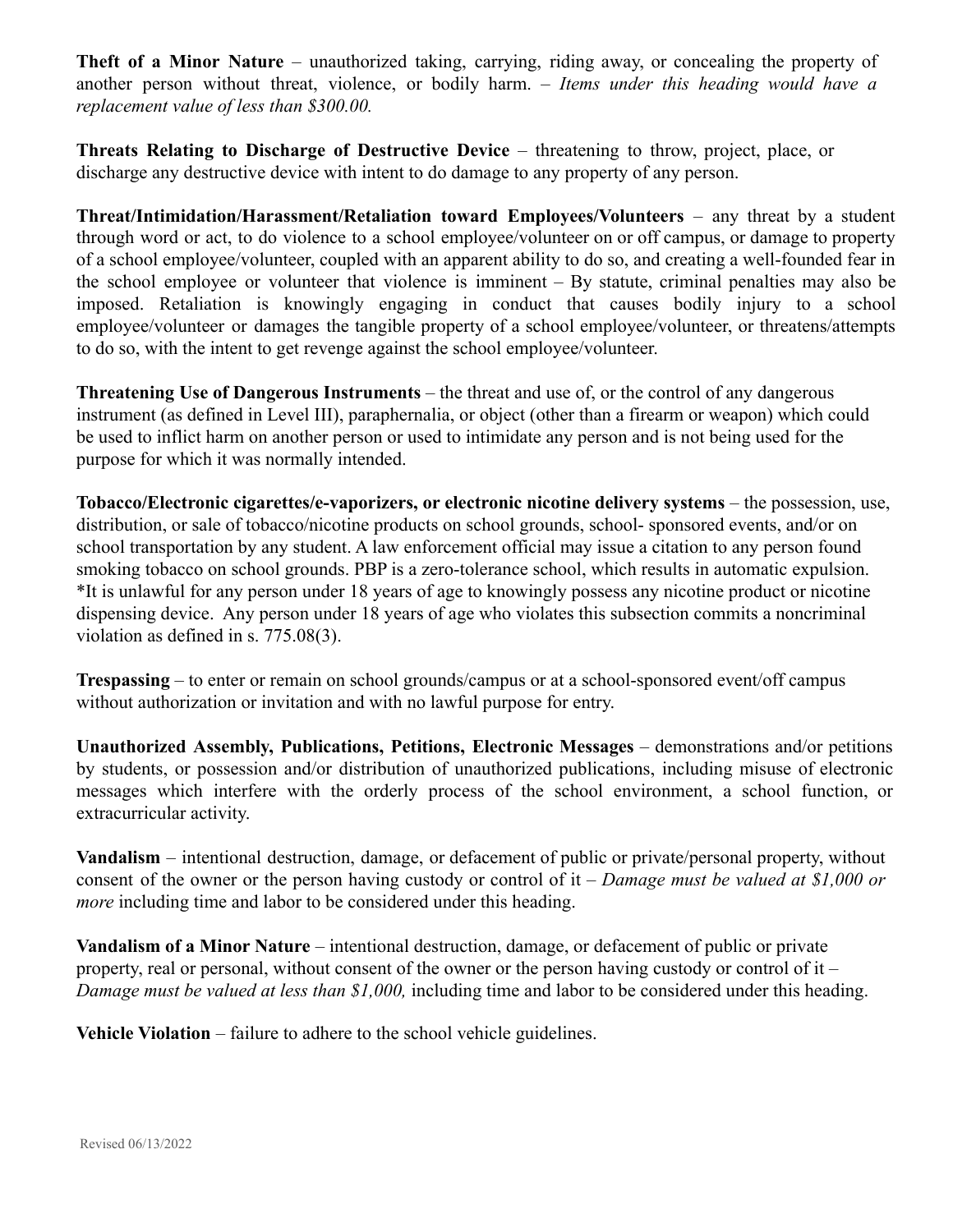**Theft of a Minor Nature** – unauthorized taking, carrying, riding away, or concealing the property of another person without threat, violence, or bodily harm. – *Items under this heading would have a replacement value of less than $300.00.*

**Threats Relating to Discharge of Destructive Device** – threatening to throw, project, place, or discharge any destructive device with intent to do damage to any property of any person.

**Threat/Intimidation/Harassment/Retaliation toward Employees/Volunteers** – any threat by a student through word or act, to do violence to a school employee/volunteer on or off campus, or damage to property of a school employee/volunteer, coupled with an apparent ability to do so, and creating a well-founded fear in the school employee or volunteer that violence is imminent – By statute, criminal penalties may also be imposed. Retaliation is knowingly engaging in conduct that causes bodily injury to a school employee/volunteer or damages the tangible property of a school employee/volunteer, or threatens/attempts to do so, with the intent to get revenge against the school employee/volunteer.

**Threatening Use of Dangerous Instruments** – the threat and use of, or the control of any dangerous instrument (as defined in Level III), paraphernalia, or object (other than a firearm or weapon) which could be used to inflict harm on another person or used to intimidate any person and is not being used for the purpose for which it was normally intended.

**Tobacco/Electronic cigarettes/e-vaporizers, or electronic nicotine delivery systems** – the possession, use, distribution, or sale of tobacco/nicotine products on school grounds, school- sponsored events, and/or on school transportation by any student. A law enforcement official may issue a citation to any person found smoking tobacco on school grounds. PBP is a zero-tolerance school, which results in automatic expulsion. *It is unlawful for any person under 18 years of age to knowingly possess any nicotine product or nicotine dispensing device. Any person under 18 years of age who violates this subsection commits a noncriminal violation as defined in s. 775.08(3).

**Trespassing** – to enter or remain on school grounds/campus or at a school-sponsored event/off campus without authorization or invitation and with no lawful purpose for entry.

**Unauthorized Assembly, Publications, Petitions, Electronic Messages** – demonstrations and/or petitions by students, or possession and/or distribution of unauthorized publications, including misuse of electronic messages which interfere with the orderly process of the school environment, a school function, or extracurricular activity.

**Vandalism** – intentional destruction, damage, or defacement of public or private/personal property, without consent of the owner or the person having custody or control of it – *Damage must be valued at $1,000 or more* including time and labor to be considered under this heading.

**Vandalism of a Minor Nature** – intentional destruction, damage, or defacement of public or private property, real or personal, without consent of the owner or the person having custody or control of it – *Damage must be valued at less than $1,000,* including time and labor to be considered under this heading.

**Vehicle Violation** – failure to adhere to the school vehicle guidelines.

Revised 06/13/2022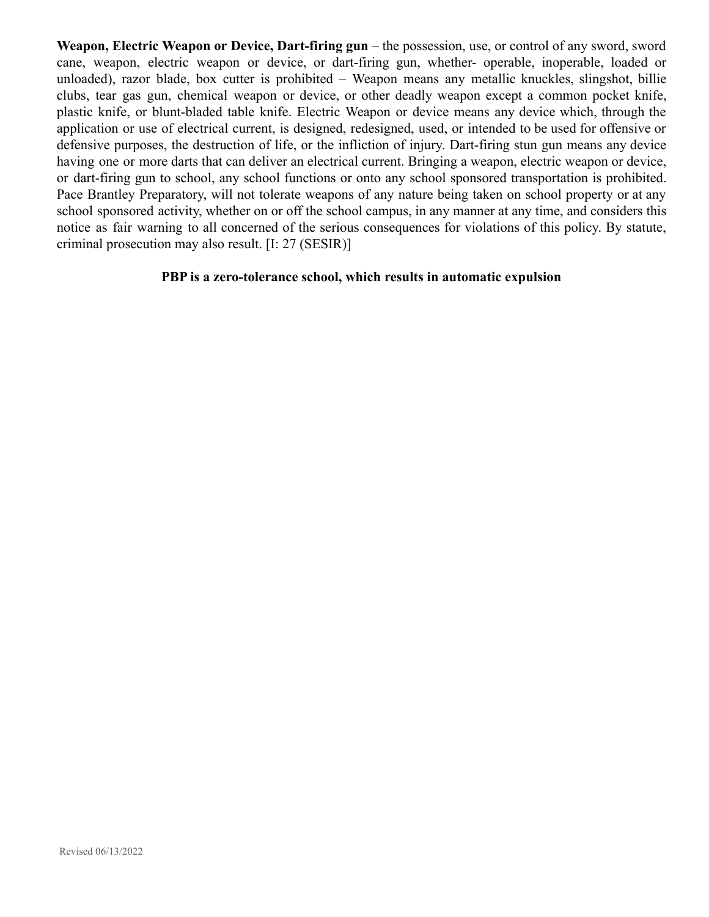**Weapon, Electric Weapon or Device, Dart-firing gun** – the possession, use, or control of any sword, sword cane, weapon, electric weapon or device, or dart-firing gun, whether- operable, inoperable, loaded or unloaded), razor blade, box cutter is prohibited – Weapon means any metallic knuckles, slingshot, billie clubs, tear gas gun, chemical weapon or device, or other deadly weapon except a common pocket knife, plastic knife, or blunt-bladed table knife. Electric Weapon or device means any device which, through the application or use of electrical current, is designed, redesigned, used, or intended to be used for offensive or defensive purposes, the destruction of life, or the infliction of injury. Dart-firing stun gun means any device having one or more darts that can deliver an electrical current. Bringing a weapon, electric weapon or device, or dart-firing gun to school, any school functions or onto any school sponsored transportation is prohibited. Pace Brantley Preparatory, will not tolerate weapons of any nature being taken on school property or at any school sponsored activity, whether on or off the school campus, in any manner at any time, and considers this notice as fair warning to all concerned of the serious consequences for violations of this policy. By statute, criminal prosecution may also result. [I: 27 (SESIR)]

**PBP is a zero-tolerance school, which results in automatic expulsion**

Revised 06/13/2022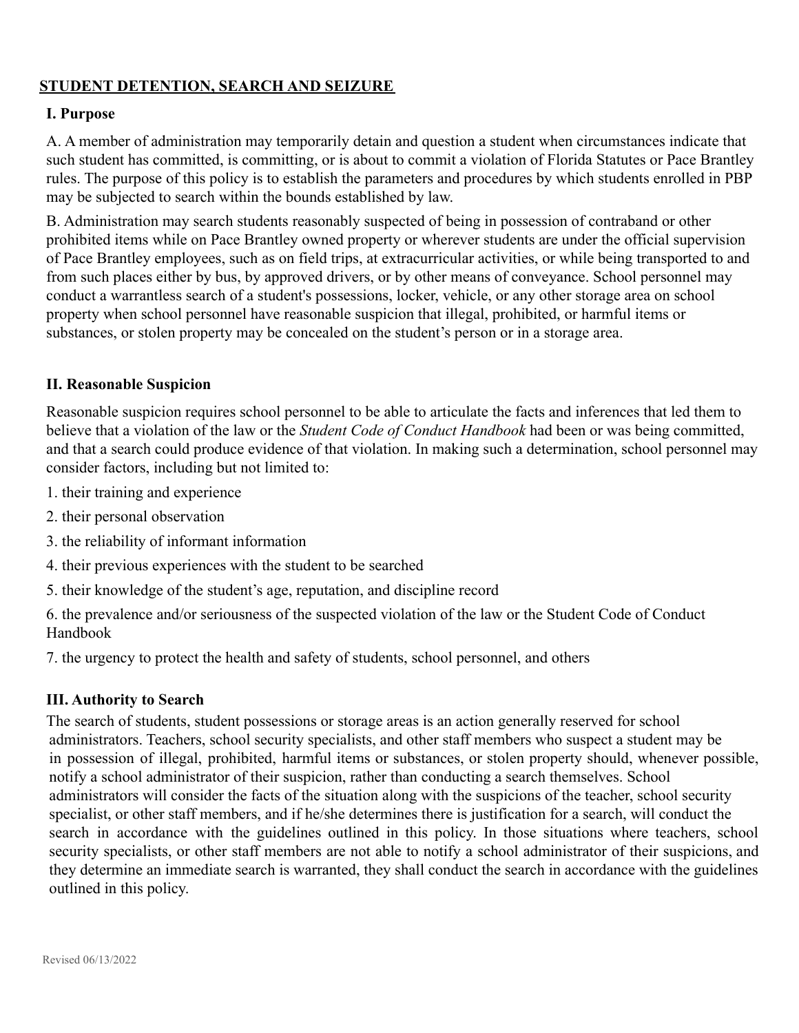## STUDENT DETENTION, SEARCH AND SEIZURE

### I. Purpose

A. A member of administration may temporarily detain and question a student when circumstances indicate that such student has committed, is committing, or is about to commit a violation of Florida Statutes or Pace Brantley rules. The purpose of this policy is to establish the parameters and procedures by which students enrolled in PBP may be subjected to search within the bounds established by law.

B. Administration may search students reasonably suspected of being in possession of contraband or other prohibited items while on Pace Brantley owned property or wherever students are under the official supervision of Pace Brantley employees, such as on field trips, at extracurricular activities, or while being transported to and from such places either by bus, by approved drivers, or by other means of conveyance. School personnel may conduct a warrantless search of a student's possessions, locker, vehicle, or any other storage area on school property when school personnel have reasonable suspicion that illegal, prohibited, or harmful items or substances, or stolen property may be concealed on the student's person or in a storage area.

### II. Reasonable Suspicion

Reasonable suspicion requires school personnel to be able to articulate the facts and inferences that led them to believe that a violation of the law or the *Student Code of Conduct Handbook* had been or was being committed, and that a search could produce evidence of that violation. In making such a determination, school personnel may consider factors, including but not limited to:

1. their training and experience
2. their personal observation
3. the reliability of informant information
4. their previous experiences with the student to be searched
5. their knowledge of the student's age, reputation, and discipline record
6. the prevalence and/or seriousness of the suspected violation of the law or the Student Code of Conduct Handbook
7. the urgency to protect the health and safety of students, school personnel, and others

### III. Authority to Search

The search of students, student possessions or storage areas is an action generally reserved for school administrators. Teachers, school security specialists, and other staff members who suspect a student may be in possession of illegal, prohibited, harmful items or substances, or stolen property should, whenever possible, notify a school administrator of their suspicion, rather than conducting a search themselves. School administrators will consider the facts of the situation along with the suspicions of the teacher, school security specialist, or other staff members, and if he/she determines there is justification for a search, will conduct the search in accordance with the guidelines outlined in this policy. In those situations where teachers, school security specialists, or other staff members are not able to notify a school administrator of their suspicions, and they determine an immediate search is warranted, they shall conduct the search in accordance with the guidelines outlined in this policy.

Revised 06/13/2022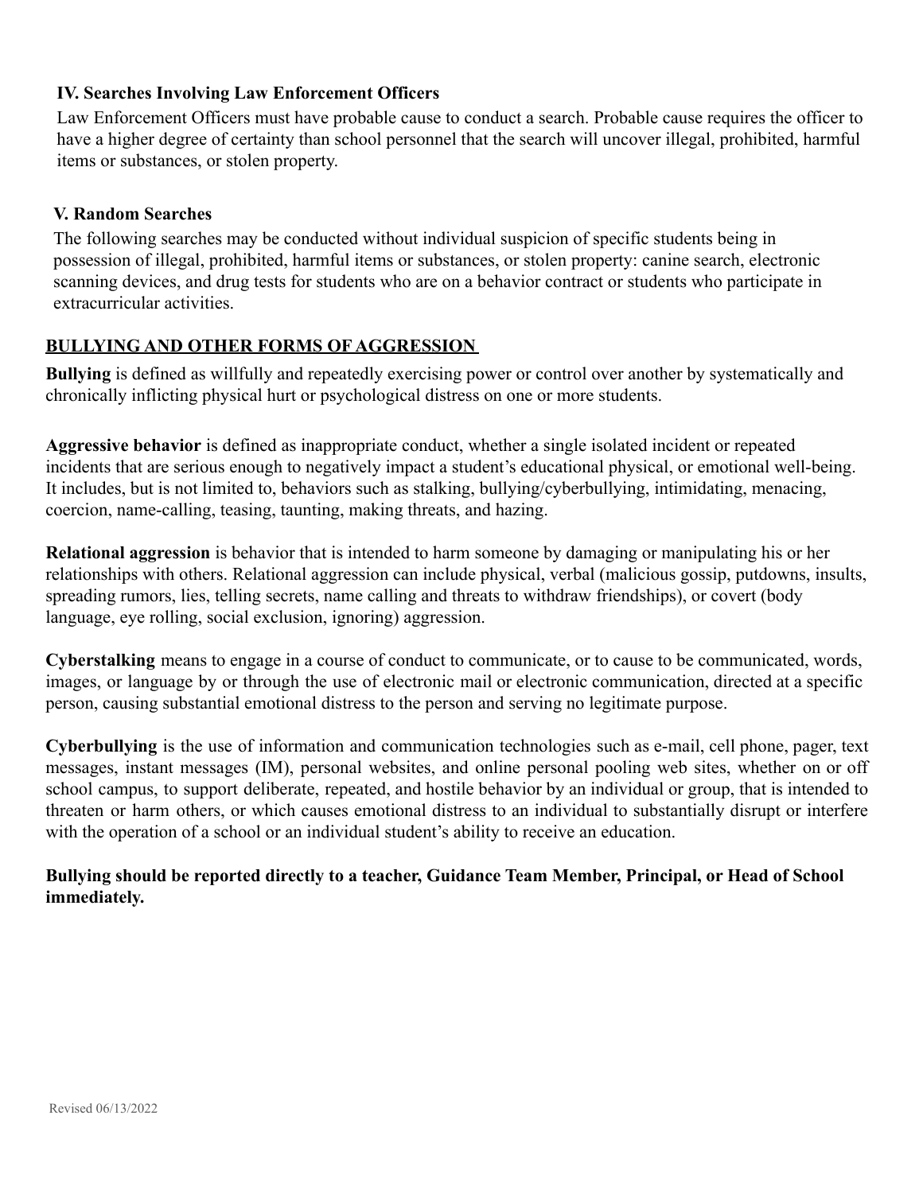### IV. Searches Involving Law Enforcement Officers

Law Enforcement Officers must have probable cause to conduct a search. Probable cause requires the officer to have a higher degree of certainty than school personnel that the search will uncover illegal, prohibited, harmful items or substances, or stolen property.

### V. Random Searches

The following searches may be conducted without individual suspicion of specific students being in possession of illegal, prohibited, harmful items or substances, or stolen property: canine search, electronic scanning devices, and drug tests for students who are on a behavior contract or students who participate in extracurricular activities.

## BULLYING AND OTHER FORMS OF AGGRESSION

**Bullying** is defined as willfully and repeatedly exercising power or control over another by systematically and chronically inflicting physical hurt or psychological distress on one or more students.

**Aggressive behavior** is defined as inappropriate conduct, whether a single isolated incident or repeated incidents that are serious enough to negatively impact a student's educational physical, or emotional well-being. It includes, but is not limited to, behaviors such as stalking, bullying/cyberbullying, intimidating, menacing, coercion, name-calling, teasing, taunting, making threats, and hazing.

**Relational aggression** is behavior that is intended to harm someone by damaging or manipulating his or her relationships with others. Relational aggression can include physical, verbal (malicious gossip, putdowns, insults, spreading rumors, lies, telling secrets, name calling and threats to withdraw friendships), or covert (body language, eye rolling, social exclusion, ignoring) aggression.

**Cyberstalking** means to engage in a course of conduct to communicate, or to cause to be communicated, words, images, or language by or through the use of electronic mail or electronic communication, directed at a specific person, causing substantial emotional distress to the person and serving no legitimate purpose.

**Cyberbullying** is the use of information and communication technologies such as e-mail, cell phone, pager, text messages, instant messages (IM), personal websites, and online personal pooling web sites, whether on or off school campus, to support deliberate, repeated, and hostile behavior by an individual or group, that is intended to threaten or harm others, or which causes emotional distress to an individual to substantially disrupt or interfere with the operation of a school or an individual student's ability to receive an education.

**Bullying should be reported directly to a teacher, Guidance Team Member, Principal, or Head of School immediately.**

Revised 06/13/2022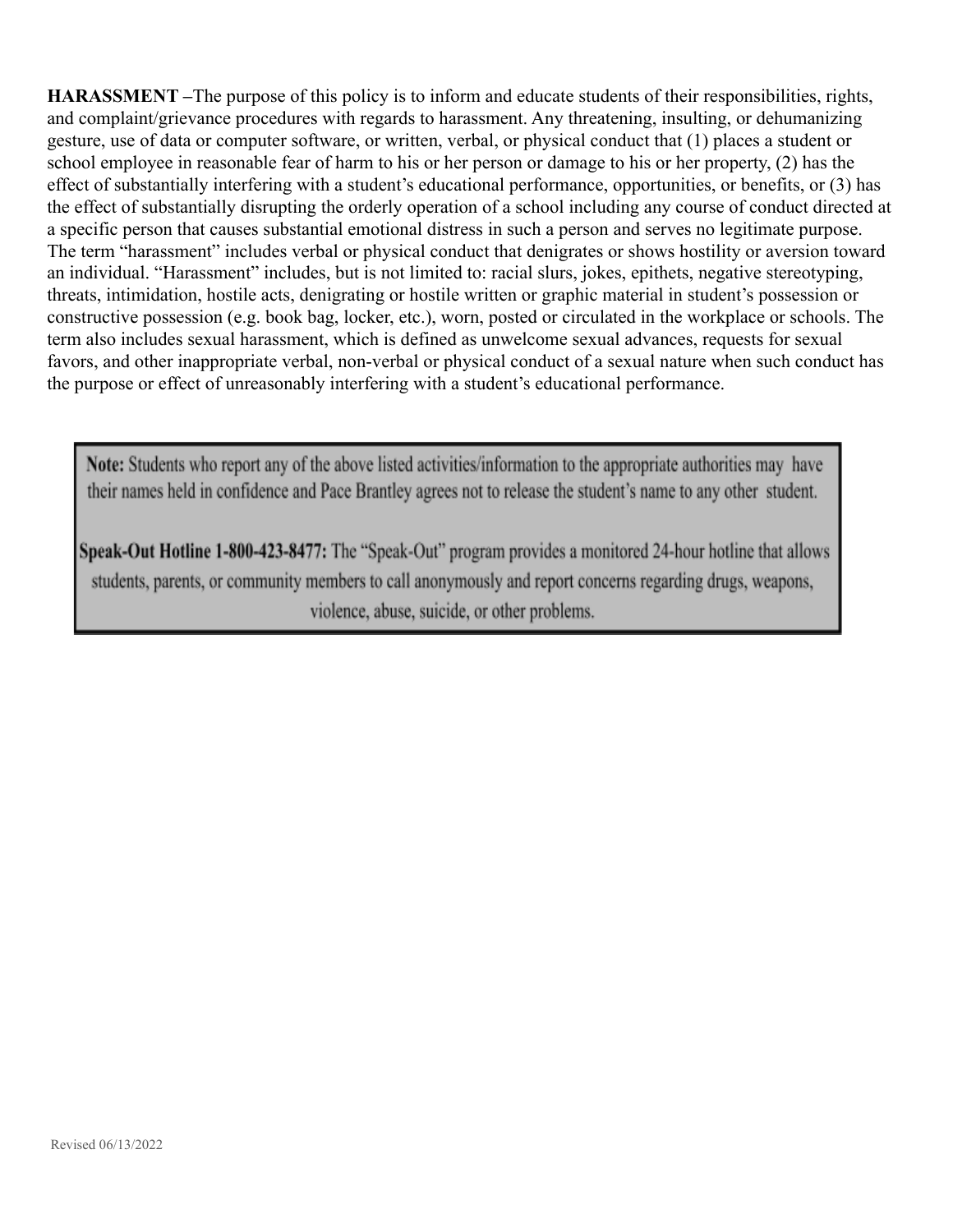**HARASSMENT –**The purpose of this policy is to inform and educate students of their responsibilities, rights, and complaint/grievance procedures with regards to harassment. Any threatening, insulting, or dehumanizing gesture, use of data or computer software, or written, verbal, or physical conduct that (1) places a student or school employee in reasonable fear of harm to his or her person or damage to his or her property, (2) has the effect of substantially interfering with a student's educational performance, opportunities, or benefits, or (3) has the effect of substantially disrupting the orderly operation of a school including any course of conduct directed at a specific person that causes substantial emotional distress in such a person and serves no legitimate purpose. The term "harassment" includes verbal or physical conduct that denigrates or shows hostility or aversion toward an individual. "Harassment" includes, but is not limited to: racial slurs, jokes, epithets, negative stereotyping, threats, intimidation, hostile acts, denigrating or hostile written or graphic material in student's possession or constructive possession (e.g. book bag, locker, etc.), worn, posted or circulated in the workplace or schools. The term also includes sexual harassment, which is defined as unwelcome sexual advances, requests for sexual favors, and other inappropriate verbal, non-verbal or physical conduct of a sexual nature when such conduct has the purpose or effect of unreasonably interfering with a student's educational performance.

**Note:** Students who report any of the above listed activities/information to the appropriate authorities may have their names held in confidence and Pace Brantley agrees not to release the student's name to any other student.

**Speak-Out Hotline 1-800-423-8477:** The "Speak-Out" program provides a monitored 24-hour hotline that allows students, parents, or community members to call anonymously and report concerns regarding drugs, weapons, violence, abuse, suicide, or other problems.

Revised 06/13/2022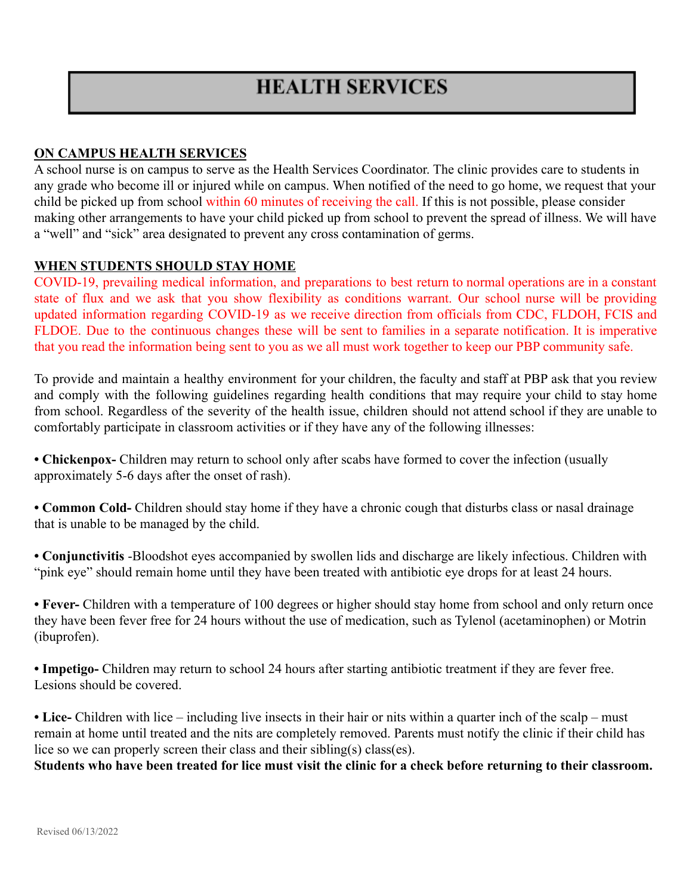# HEALTH SERVICES

## ON CAMPUS HEALTH SERVICES

A school nurse is on campus to serve as the Health Services Coordinator. The clinic provides care to students in any grade who become ill or injured while on campus. When notified of the need to go home, we request that your child be picked up from school within 60 minutes of receiving the call. If this is not possible, please consider making other arrangements to have your child picked up from school to prevent the spread of illness. We will have a "well" and "sick" area designated to prevent any cross contamination of germs.

## WHEN STUDENTS SHOULD STAY HOME

COVID-19, prevailing medical information, and preparations to best return to normal operations are in a constant state of flux and we ask that you show flexibility as conditions warrant. Our school nurse will be providing updated information regarding COVID-19 as we receive direction from officials from CDC, FLDOH, FCIS and FLDOE. Due to the continuous changes these will be sent to families in a separate notification. It is imperative that you read the information being sent to you as we all must work together to keep our PBP community safe.

To provide and maintain a healthy environment for your children, the faculty and staff at PBP ask that you review and comply with the following guidelines regarding health conditions that may require your child to stay home from school. Regardless of the severity of the health issue, children should not attend school if they are unable to comfortably participate in classroom activities or if they have any of the following illnesses:

- **Chickenpox-** Children may return to school only after scabs have formed to cover the infection (usually approximately 5-6 days after the onset of rash).

- **Common Cold-** Children should stay home if they have a chronic cough that disturbs class or nasal drainage that is unable to be managed by the child.

- **Conjunctivitis** -Bloodshot eyes accompanied by swollen lids and discharge are likely infectious. Children with "pink eye" should remain home until they have been treated with antibiotic eye drops for at least 24 hours.

- **Fever-** Children with a temperature of 100 degrees or higher should stay home from school and only return once they have been fever free for 24 hours without the use of medication, such as Tylenol (acetaminophen) or Motrin (ibuprofen).

- **Impetigo-** Children may return to school 24 hours after starting antibiotic treatment if they are fever free. Lesions should be covered.

- **Lice-** Children with lice – including live insects in their hair or nits within a quarter inch of the scalp – must remain at home until treated and the nits are completely removed. Parents must notify the clinic if their child has lice so we can properly screen their class and their sibling(s) class(es).

**Students who have been treated for lice must visit the clinic for a check before returning to their classroom.**

Revised 06/13/2022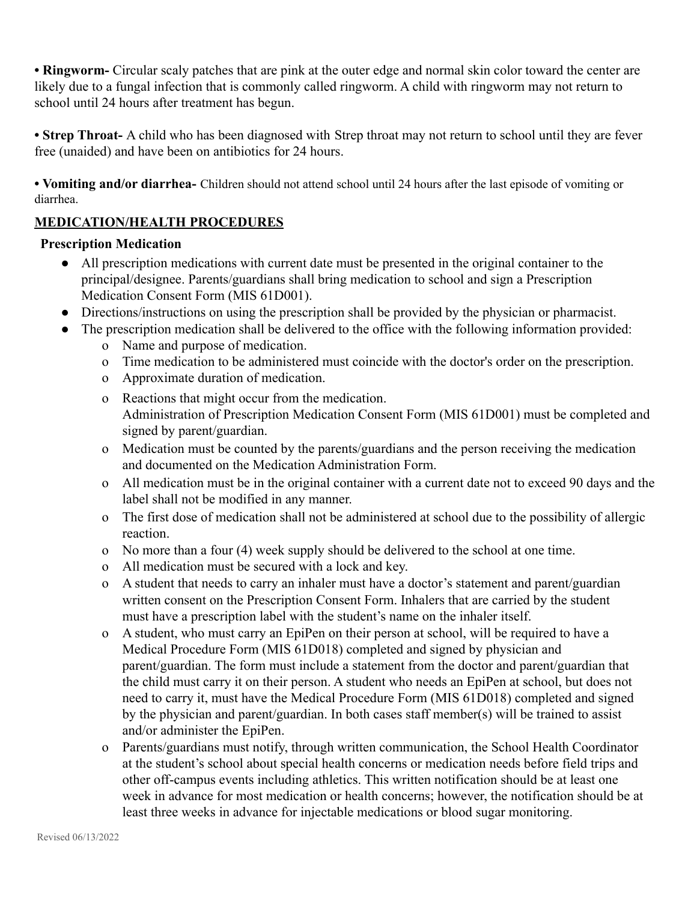**• Ringworm-** Circular scaly patches that are pink at the outer edge and normal skin color toward the center are likely due to a fungal infection that is commonly called ringworm. A child with ringworm may not return to school until 24 hours after treatment has begun.

**• Strep Throat-** A child who has been diagnosed with Strep throat may not return to school until they are fever free (unaided) and have been on antibiotics for 24 hours.

**• Vomiting and/or diarrhea-** Children should not attend school until 24 hours after the last episode of vomiting or diarrhea.

## MEDICATION/HEALTH PROCEDURES

**Prescription Medication**

- All prescription medications with current date must be presented in the original container to the principal/designee. Parents/guardians shall bring medication to school and sign a Prescription Medication Consent Form (MIS 61D001).
- Directions/instructions on using the prescription shall be provided by the physician or pharmacist.
- The prescription medication shall be delivered to the office with the following information provided:
  - Name and purpose of medication.
  - Time medication to be administered must coincide with the doctor's order on the prescription.
  - Approximate duration of medication.
  - Reactions that might occur from the medication.
    Administration of Prescription Medication Consent Form (MIS 61D001) must be completed and signed by parent/guardian.
  - Medication must be counted by the parents/guardians and the person receiving the medication and documented on the Medication Administration Form.
  - All medication must be in the original container with a current date not to exceed 90 days and the label shall not be modified in any manner.
  - The first dose of medication shall not be administered at school due to the possibility of allergic reaction.
  - No more than a four (4) week supply should be delivered to the school at one time.
  - All medication must be secured with a lock and key.
  - A student that needs to carry an inhaler must have a doctor's statement and parent/guardian written consent on the Prescription Consent Form. Inhalers that are carried by the student must have a prescription label with the student's name on the inhaler itself.
  - A student, who must carry an EpiPen on their person at school, will be required to have a Medical Procedure Form (MIS 61D018) completed and signed by physician and parent/guardian. The form must include a statement from the doctor and parent/guardian that the child must carry it on their person. A student who needs an EpiPen at school, but does not need to carry it, must have the Medical Procedure Form (MIS 61D018) completed and signed by the physician and parent/guardian. In both cases staff member(s) will be trained to assist and/or administer the EpiPen.
  - Parents/guardians must notify, through written communication, the School Health Coordinator at the student's school about special health concerns or medication needs before field trips and other off-campus events including athletics. This written notification should be at least one week in advance for most medication or health concerns; however, the notification should be at least three weeks in advance for injectable medications or blood sugar monitoring.

Revised 06/13/2022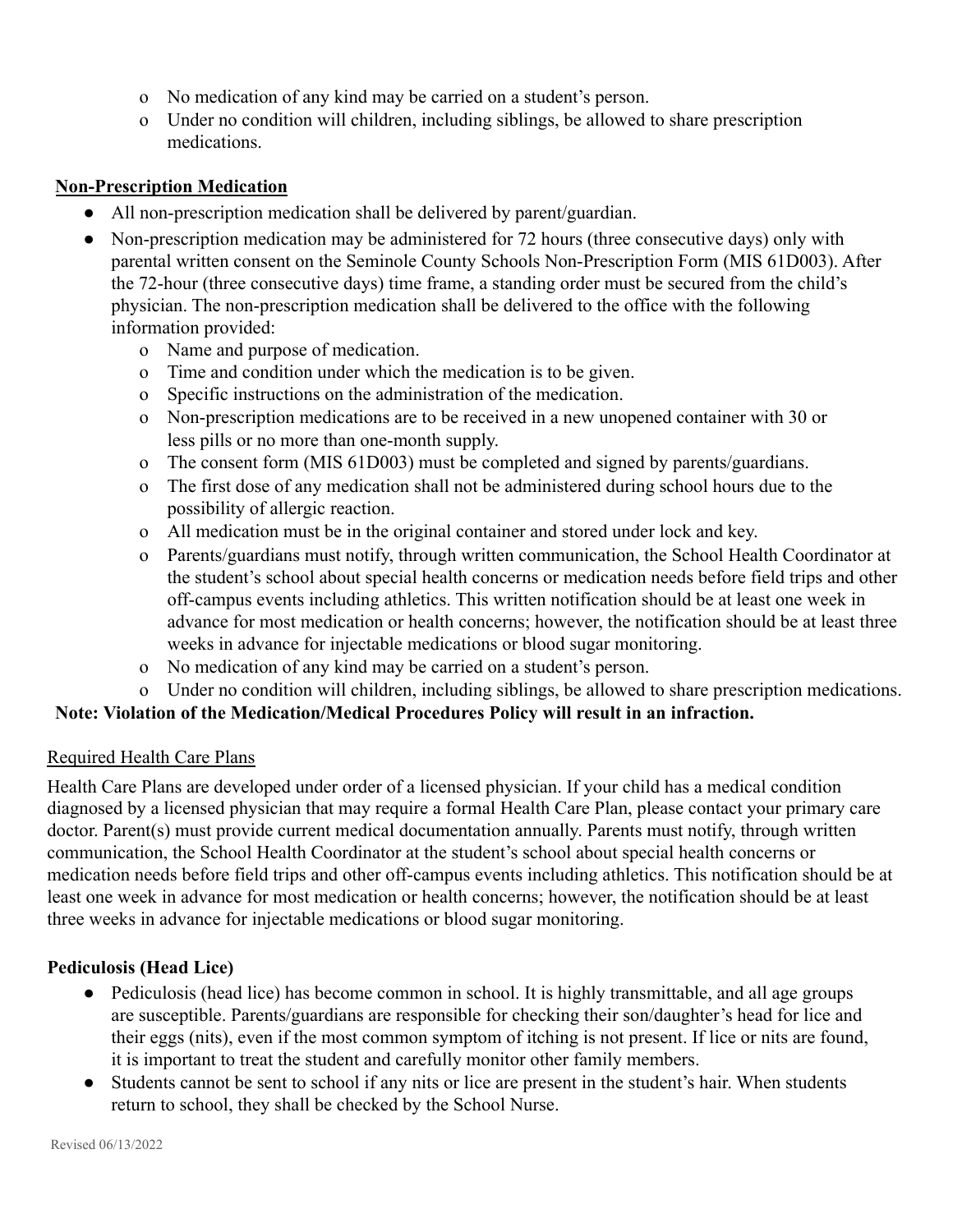- No medication of any kind may be carried on a student's person.
- Under no condition will children, including siblings, be allowed to share prescription medications.

**Non-Prescription Medication**

- All non-prescription medication shall be delivered by parent/guardian.
- Non-prescription medication may be administered for 72 hours (three consecutive days) only with parental written consent on the Seminole County Schools Non-Prescription Form (MIS 61D003). After the 72-hour (three consecutive days) time frame, a standing order must be secured from the child's physician. The non-prescription medication shall be delivered to the office with the following information provided:
  - Name and purpose of medication.
  - Time and condition under which the medication is to be given.
  - Specific instructions on the administration of the medication.
  - Non-prescription medications are to be received in a new unopened container with 30 or less pills or no more than one-month supply.
  - The consent form (MIS 61D003) must be completed and signed by parents/guardians.
  - The first dose of any medication shall not be administered during school hours due to the possibility of allergic reaction.
  - All medication must be in the original container and stored under lock and key.
  - Parents/guardians must notify, through written communication, the School Health Coordinator at the student's school about special health concerns or medication needs before field trips and other off-campus events including athletics. This written notification should be at least one week in advance for most medication or health concerns; however, the notification should be at least three weeks in advance for injectable medications or blood sugar monitoring.
  - No medication of any kind may be carried on a student's person.
  - Under no condition will children, including siblings, be allowed to share prescription medications.

**Note: Violation of the Medication/Medical Procedures Policy will result in an infraction.**

Required Health Care Plans

Health Care Plans are developed under order of a licensed physician. If your child has a medical condition diagnosed by a licensed physician that may require a formal Health Care Plan, please contact your primary care doctor. Parent(s) must provide current medical documentation annually. Parents must notify, through written communication, the School Health Coordinator at the student's school about special health concerns or medication needs before field trips and other off-campus events including athletics. This notification should be at least one week in advance for most medication or health concerns; however, the notification should be at least three weeks in advance for injectable medications or blood sugar monitoring.

**Pediculosis (Head Lice)**

- Pediculosis (head lice) has become common in school. It is highly transmittable, and all age groups are susceptible. Parents/guardians are responsible for checking their son/daughter's head for lice and their eggs (nits), even if the most common symptom of itching is not present. If lice or nits are found, it is important to treat the student and carefully monitor other family members.
- Students cannot be sent to school if any nits or lice are present in the student's hair. When students return to school, they shall be checked by the School Nurse.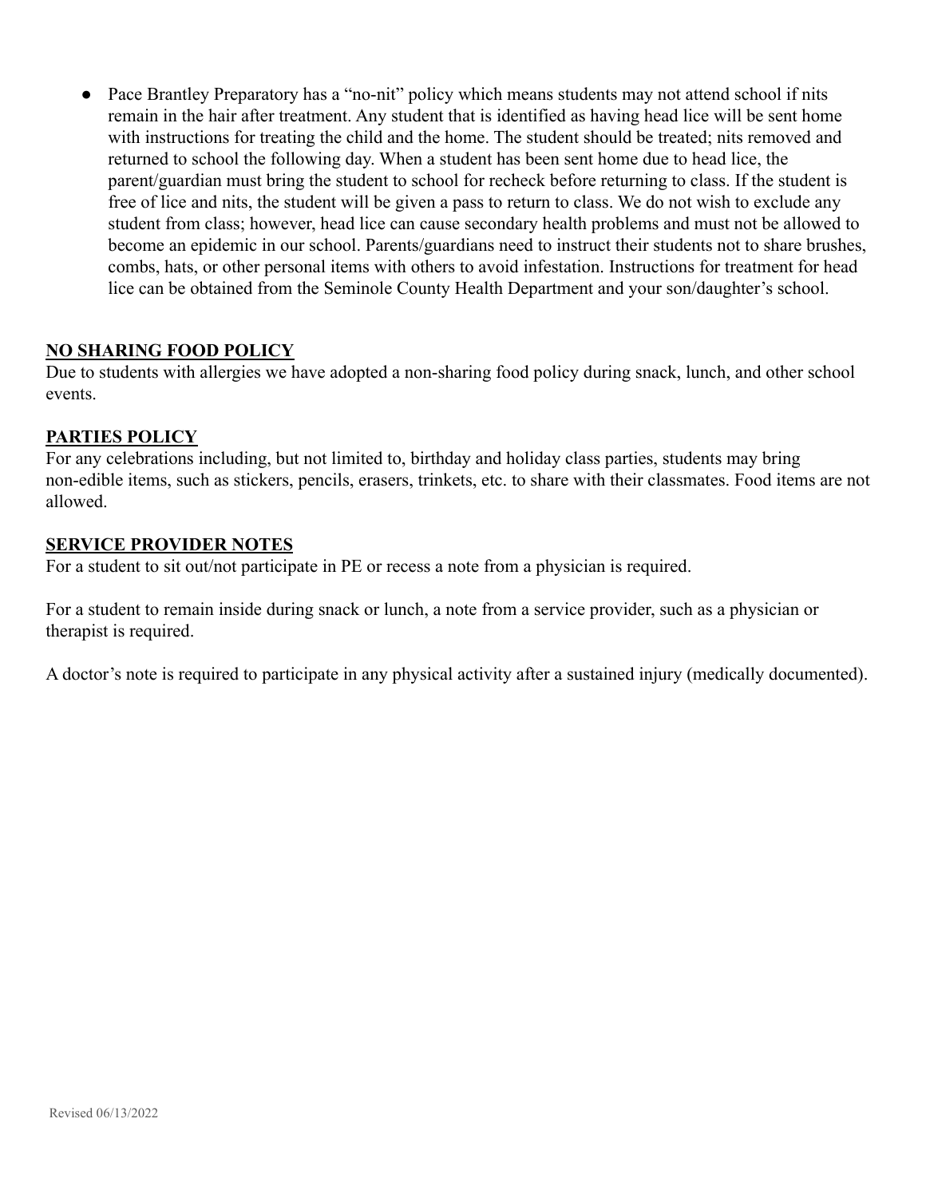- Pace Brantley Preparatory has a "no-nit" policy which means students may not attend school if nits remain in the hair after treatment. Any student that is identified as having head lice will be sent home with instructions for treating the child and the home. The student should be treated; nits removed and returned to school the following day. When a student has been sent home due to head lice, the parent/guardian must bring the student to school for recheck before returning to class. If the student is free of lice and nits, the student will be given a pass to return to class. We do not wish to exclude any student from class; however, head lice can cause secondary health problems and must not be allowed to become an epidemic in our school. Parents/guardians need to instruct their students not to share brushes, combs, hats, or other personal items with others to avoid infestation. Instructions for treatment for head lice can be obtained from the Seminole County Health Department and your son/daughter's school.

**NO SHARING FOOD POLICY**

Due to students with allergies we have adopted a non-sharing food policy during snack, lunch, and other school events.

**PARTIES POLICY**

For any celebrations including, but not limited to, birthday and holiday class parties, students may bring non-edible items, such as stickers, pencils, erasers, trinkets, etc. to share with their classmates. Food items are not allowed.

**SERVICE PROVIDER NOTES**

For a student to sit out/not participate in PE or recess a note from a physician is required.

For a student to remain inside during snack or lunch, a note from a service provider, such as a physician or therapist is required.

A doctor's note is required to participate in any physical activity after a sustained injury (medically documented).

Revised 06/13/2022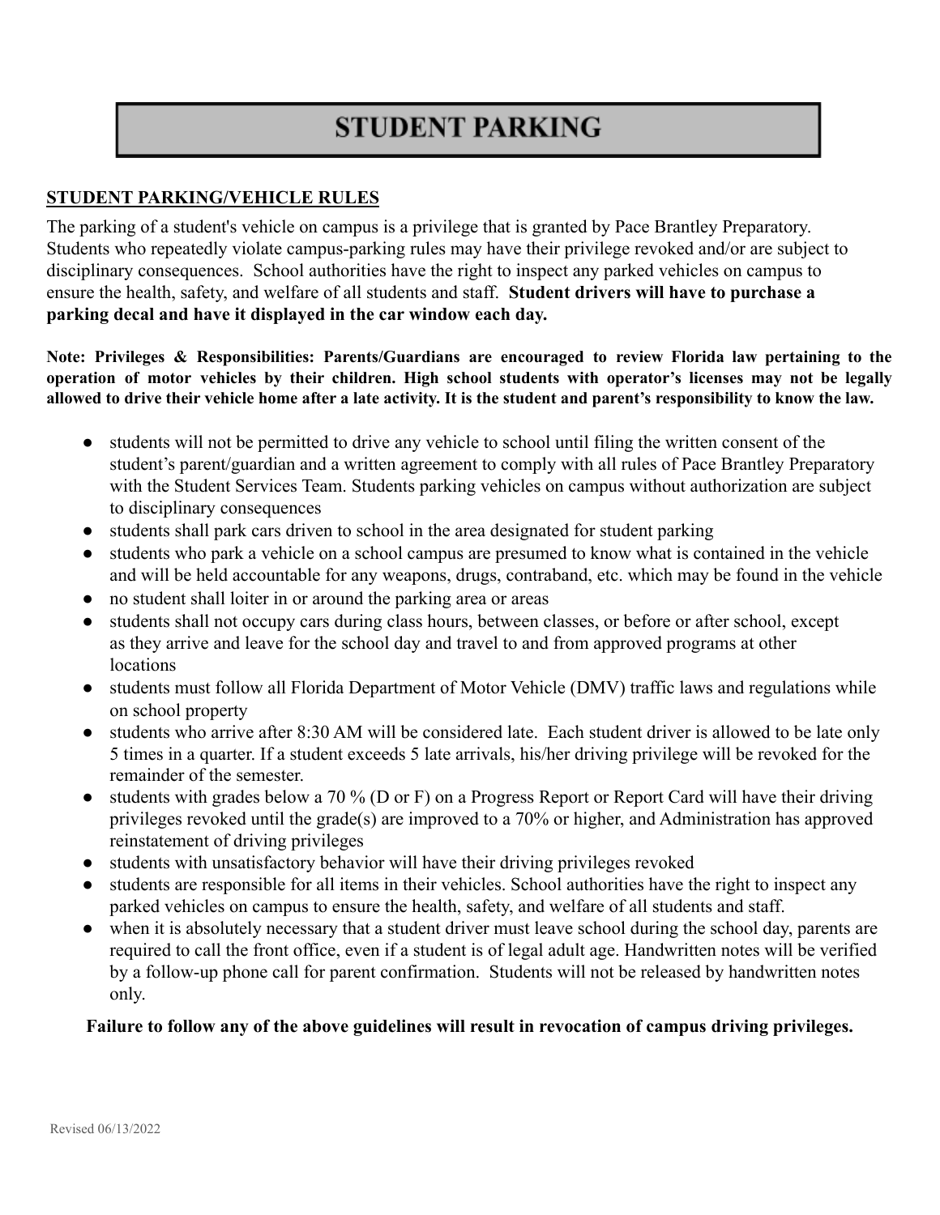# STUDENT PARKING

## STUDENT PARKING/VEHICLE RULES

The parking of a student's vehicle on campus is a privilege that is granted by Pace Brantley Preparatory. Students who repeatedly violate campus-parking rules may have their privilege revoked and/or are subject to disciplinary consequences. School authorities have the right to inspect any parked vehicles on campus to ensure the health, safety, and welfare of all students and staff. **Student drivers will have to purchase a parking decal and have it displayed in the car window each day.**

**Note: Privileges & Responsibilities: Parents/Guardians are encouraged to review Florida law pertaining to the operation of motor vehicles by their children. High school students with operator's licenses may not be legally allowed to drive their vehicle home after a late activity. It is the student and parent's responsibility to know the law.**

- students will not be permitted to drive any vehicle to school until filing the written consent of the student's parent/guardian and a written agreement to comply with all rules of Pace Brantley Preparatory with the Student Services Team. Students parking vehicles on campus without authorization are subject to disciplinary consequences
- students shall park cars driven to school in the area designated for student parking
- students who park a vehicle on a school campus are presumed to know what is contained in the vehicle and will be held accountable for any weapons, drugs, contraband, etc. which may be found in the vehicle
- no student shall loiter in or around the parking area or areas
- students shall not occupy cars during class hours, between classes, or before or after school, except as they arrive and leave for the school day and travel to and from approved programs at other locations
- students must follow all Florida Department of Motor Vehicle (DMV) traffic laws and regulations while on school property
- students who arrive after 8:30 AM will be considered late. Each student driver is allowed to be late only 5 times in a quarter. If a student exceeds 5 late arrivals, his/her driving privilege will be revoked for the remainder of the semester.
- students with grades below a 70 % (D or F) on a Progress Report or Report Card will have their driving privileges revoked until the grade(s) are improved to a 70% or higher, and Administration has approved reinstatement of driving privileges
- students with unsatisfactory behavior will have their driving privileges revoked
- students are responsible for all items in their vehicles. School authorities have the right to inspect any parked vehicles on campus to ensure the health, safety, and welfare of all students and staff.
- when it is absolutely necessary that a student driver must leave school during the school day, parents are required to call the front office, even if a student is of legal adult age. Handwritten notes will be verified by a follow-up phone call for parent confirmation. Students will not be released by handwritten notes only.

**Failure to follow any of the above guidelines will result in revocation of campus driving privileges.**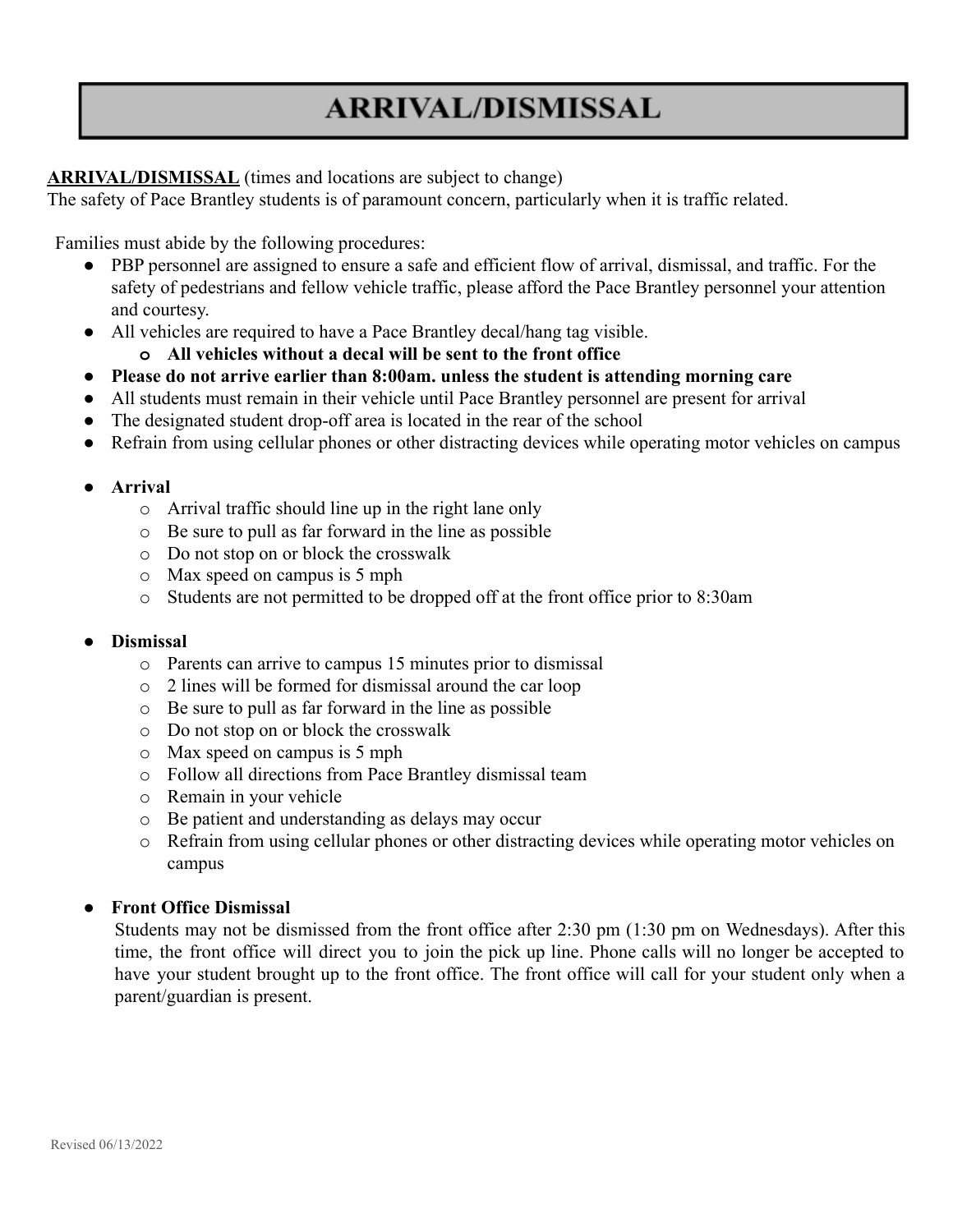# ARRIVAL/DISMISSAL

**ARRIVAL/DISMISSAL** (times and locations are subject to change)
The safety of Pace Brantley students is of paramount concern, particularly when it is traffic related.

Families must abide by the following procedures:

- PBP personnel are assigned to ensure a safe and efficient flow of arrival, dismissal, and traffic. For the safety of pedestrians and fellow vehicle traffic, please afford the Pace Brantley personnel your attention and courtesy.
- All vehicles are required to have a Pace Brantley decal/hang tag visible.
  - **All vehicles without a decal will be sent to the front office**
- **Please do not arrive earlier than 8:00am. unless the student is attending morning care**
- All students must remain in their vehicle until Pace Brantley personnel are present for arrival
- The designated student drop-off area is located in the rear of the school
- Refrain from using cellular phones or other distracting devices while operating motor vehicles on campus

- **Arrival**
  - Arrival traffic should line up in the right lane only
  - Be sure to pull as far forward in the line as possible
  - Do not stop on or block the crosswalk
  - Max speed on campus is 5 mph
  - Students are not permitted to be dropped off at the front office prior to 8:30am

- **Dismissal**
  - Parents can arrive to campus 15 minutes prior to dismissal
  - 2 lines will be formed for dismissal around the car loop
  - Be sure to pull as far forward in the line as possible
  - Do not stop on or block the crosswalk
  - Max speed on campus is 5 mph
  - Follow all directions from Pace Brantley dismissal team
  - Remain in your vehicle
  - Be patient and understanding as delays may occur
  - Refrain from using cellular phones or other distracting devices while operating motor vehicles on campus

- **Front Office Dismissal**

  Students may not be dismissed from the front office after 2:30 pm (1:30 pm on Wednesdays). After this time, the front office will direct you to join the pick up line. Phone calls will no longer be accepted to have your student brought up to the front office. The front office will call for your student only when a parent/guardian is present.

Revised 06/13/2022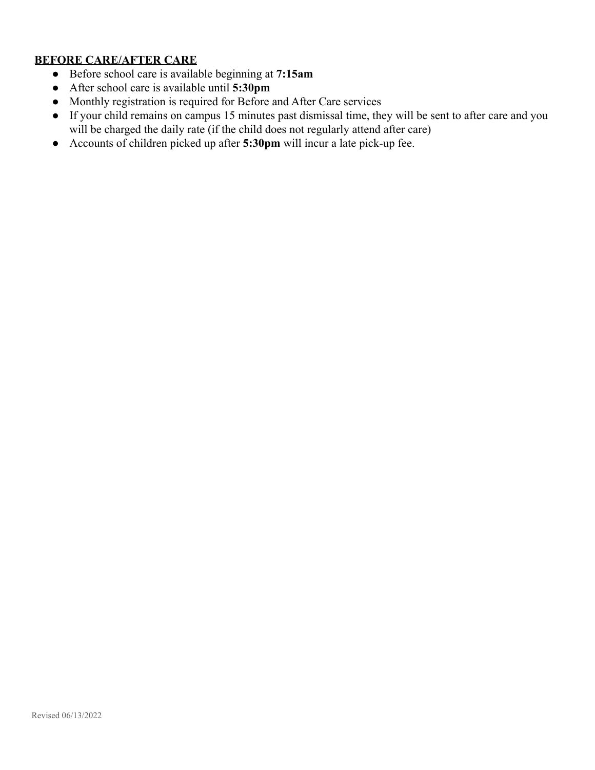**BEFORE CARE/AFTER CARE**

- Before school care is available beginning at **7:15am**
- After school care is available until **5:30pm**
- Monthly registration is required for Before and After Care services
- If your child remains on campus 15 minutes past dismissal time, they will be sent to after care and you will be charged the daily rate (if the child does not regularly attend after care)
- Accounts of children picked up after **5:30pm** will incur a late pick-up fee.

Revised 06/13/2022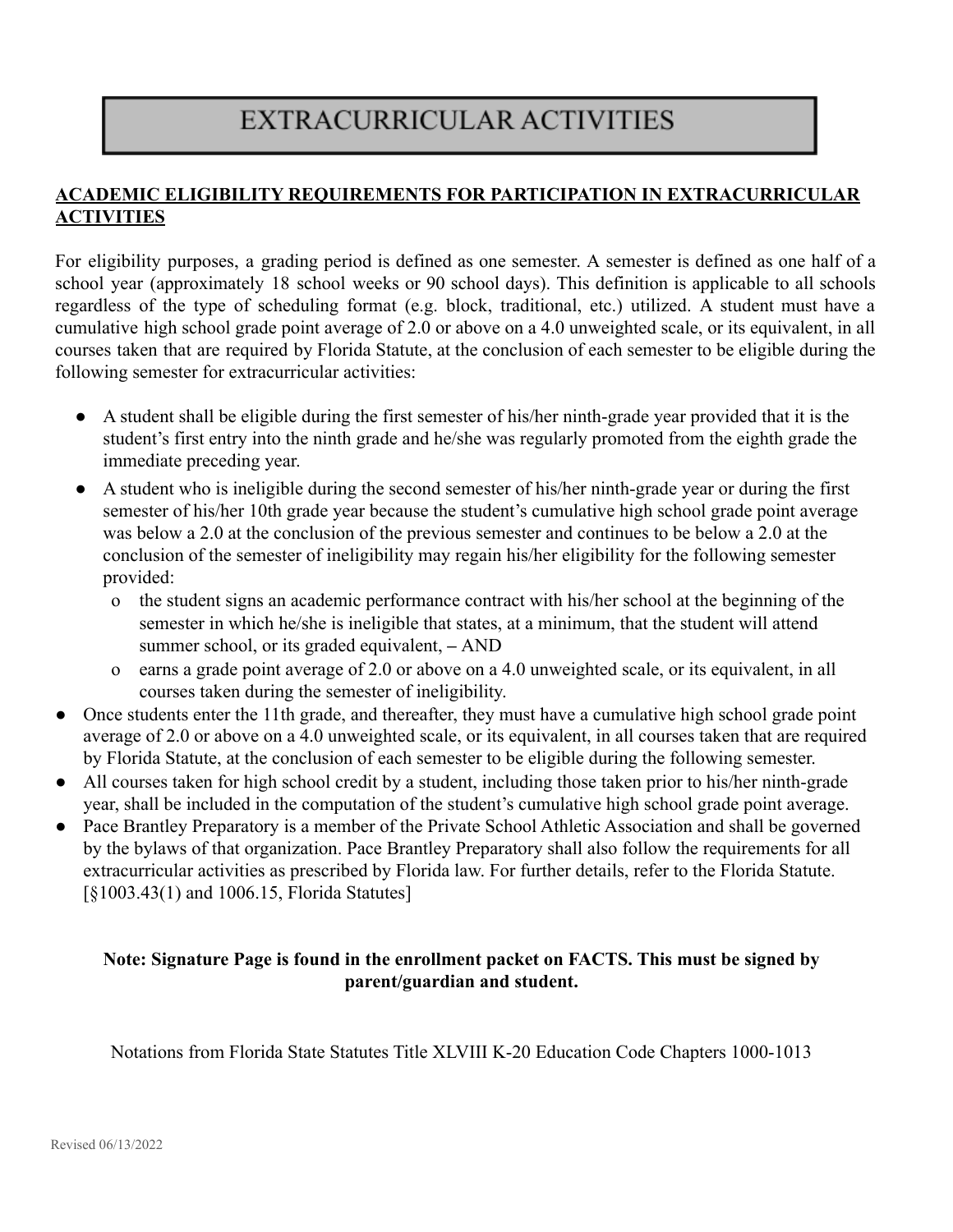# EXTRACURRICULAR ACTIVITIES

**ACADEMIC ELIGIBILITY REQUIREMENTS FOR PARTICIPATION IN EXTRACURRICULAR ACTIVITIES**

For eligibility purposes, a grading period is defined as one semester. A semester is defined as one half of a school year (approximately 18 school weeks or 90 school days). This definition is applicable to all schools regardless of the type of scheduling format (e.g. block, traditional, etc.) utilized. A student must have a cumulative high school grade point average of 2.0 or above on a 4.0 unweighted scale, or its equivalent, in all courses taken that are required by Florida Statute, at the conclusion of each semester to be eligible during the following semester for extracurricular activities:

- A student shall be eligible during the first semester of his/her ninth-grade year provided that it is the student's first entry into the ninth grade and he/she was regularly promoted from the eighth grade the immediate preceding year.
- A student who is ineligible during the second semester of his/her ninth-grade year or during the first semester of his/her 10th grade year because the student's cumulative high school grade point average was below a 2.0 at the conclusion of the previous semester and continues to be below a 2.0 at the conclusion of the semester of ineligibility may regain his/her eligibility for the following semester provided:
  - the student signs an academic performance contract with his/her school at the beginning of the semester in which he/she is ineligible that states, at a minimum, that the student will attend summer school, or its graded equivalent, – AND
  - earns a grade point average of 2.0 or above on a 4.0 unweighted scale, or its equivalent, in all courses taken during the semester of ineligibility.
- Once students enter the 11th grade, and thereafter, they must have a cumulative high school grade point average of 2.0 or above on a 4.0 unweighted scale, or its equivalent, in all courses taken that are required by Florida Statute, at the conclusion of each semester to be eligible during the following semester.
- All courses taken for high school credit by a student, including those taken prior to his/her ninth-grade year, shall be included in the computation of the student's cumulative high school grade point average.
- Pace Brantley Preparatory is a member of the Private School Athletic Association and shall be governed by the bylaws of that organization. Pace Brantley Preparatory shall also follow the requirements for all extracurricular activities as prescribed by Florida law. For further details, refer to the Florida Statute. [§1003.43(1) and 1006.15, Florida Statutes]

**Note: Signature Page is found in the enrollment packet on FACTS. This must be signed by parent/guardian and student.**

Notations from Florida State Statutes Title XLVIII K-20 Education Code Chapters 1000-1013

Revised 06/13/2022